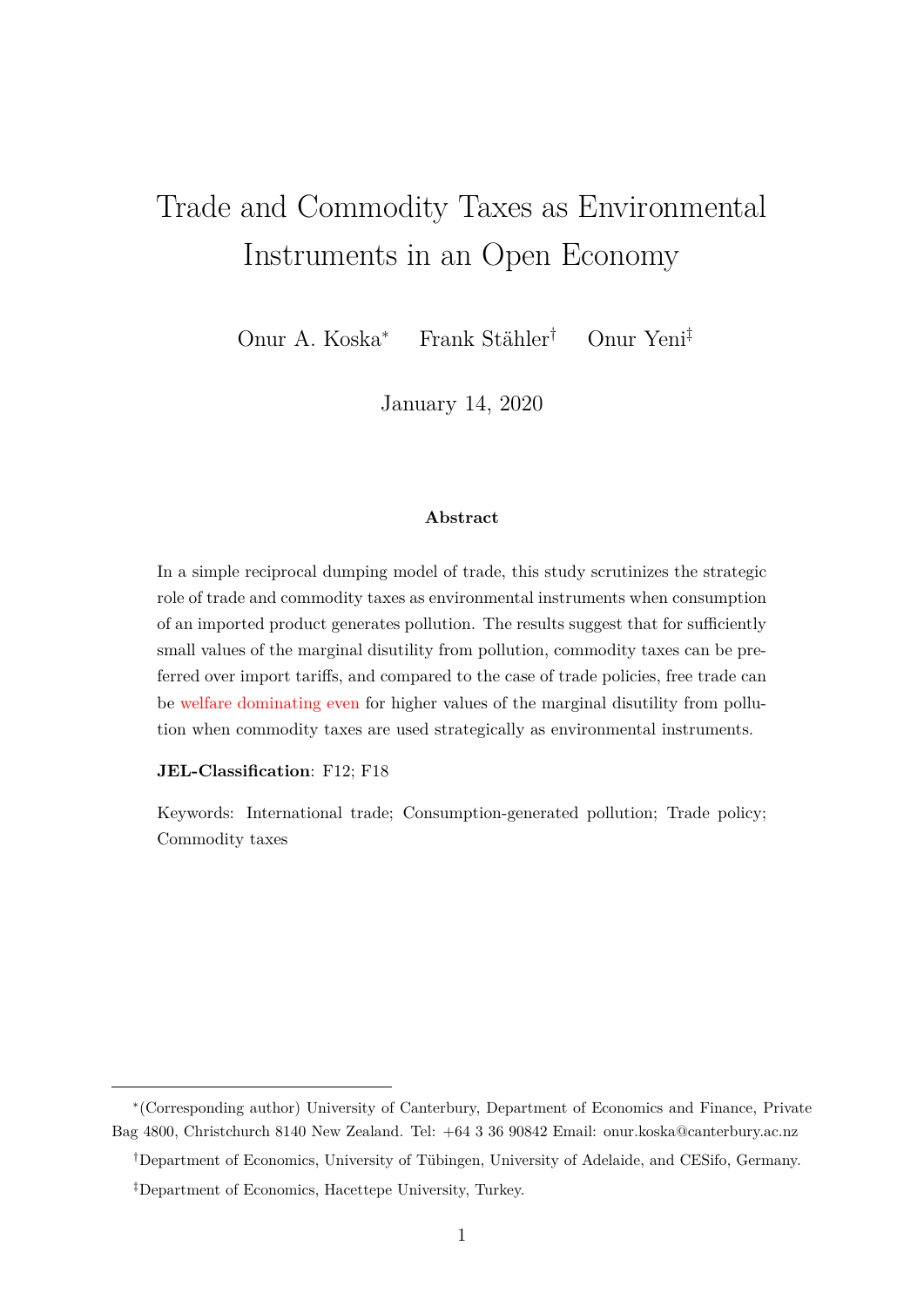# Trade and Commodity Taxes as Environmental Instruments in an Open Economy

Onur A. Koska[*] Frank Stähler[†] Onur Yeni[‡]

January 14, 2020

### Abstract

In a simple reciprocal dumping model of trade, this study scrutinizes the strategic role of trade and commodity taxes as environmental instruments when consumption of an imported product generates pollution. The results suggest that for sufficiently small values of the marginal disutility from pollution, commodity taxes can be preferred over import tariffs, and compared to the case of trade policies, free trade can be welfare dominating even for higher values of the marginal disutility from pollution when commodity taxes are used strategically as environmental instruments.

**JEL-Classification**: F12; F18

Keywords: International trade; Consumption-generated pollution; Trade policy; Commodity taxes

---

[*](Corresponding author) University of Canterbury, Department of Economics and Finance, Private Bag 4800, Christchurch 8140 New Zealand. Tel: +64 3 36 90842 Email: onur.koska@canterbury.ac.nz

[†]Department of Economics, University of Tübingen, University of Adelaide, and CESifo, Germany.

[‡]Department of Economics, Hacettepe University, Turkey.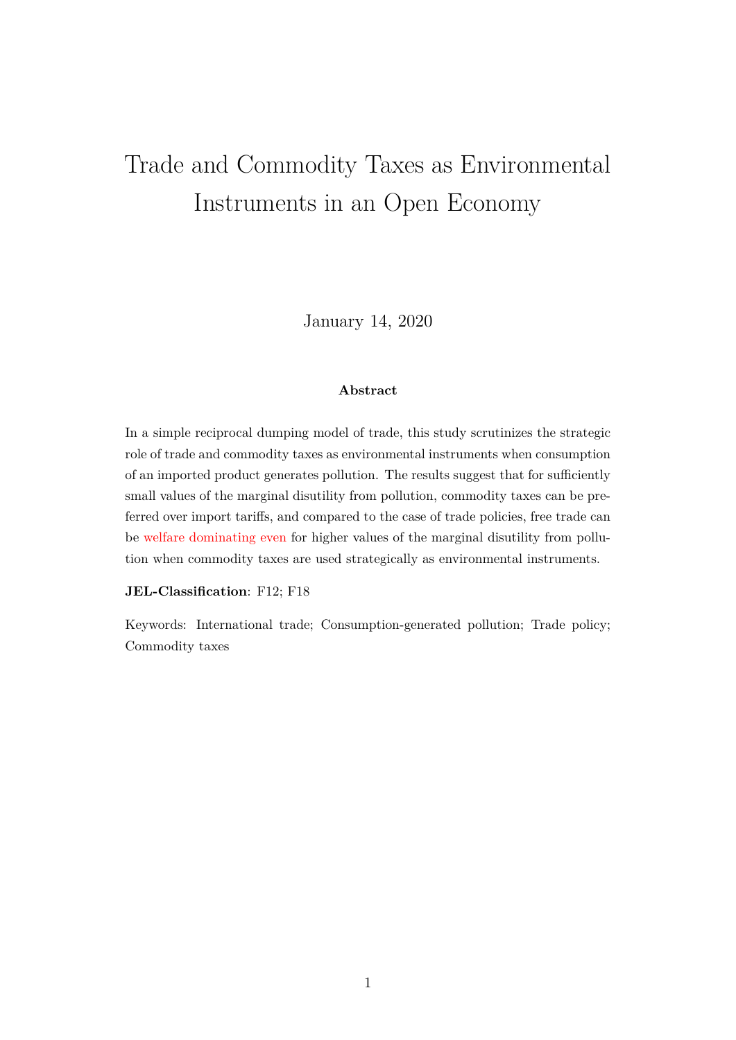# Trade and Commodity Taxes as Environmental Instruments in an Open Economy

January 14, 2020

**Abstract**

In a simple reciprocal dumping model of trade, this study scrutinizes the strategic role of trade and commodity taxes as environmental instruments when consumption of an imported product generates pollution. The results suggest that for sufficiently small values of the marginal disutility from pollution, commodity taxes can be preferred over import tariffs, and compared to the case of trade policies, free trade can be welfare dominating even for higher values of the marginal disutility from pollution when commodity taxes are used strategically as environmental instruments.

**JEL-Classification**: F12; F18

Keywords: International trade; Consumption-generated pollution; Trade policy; Commodity taxes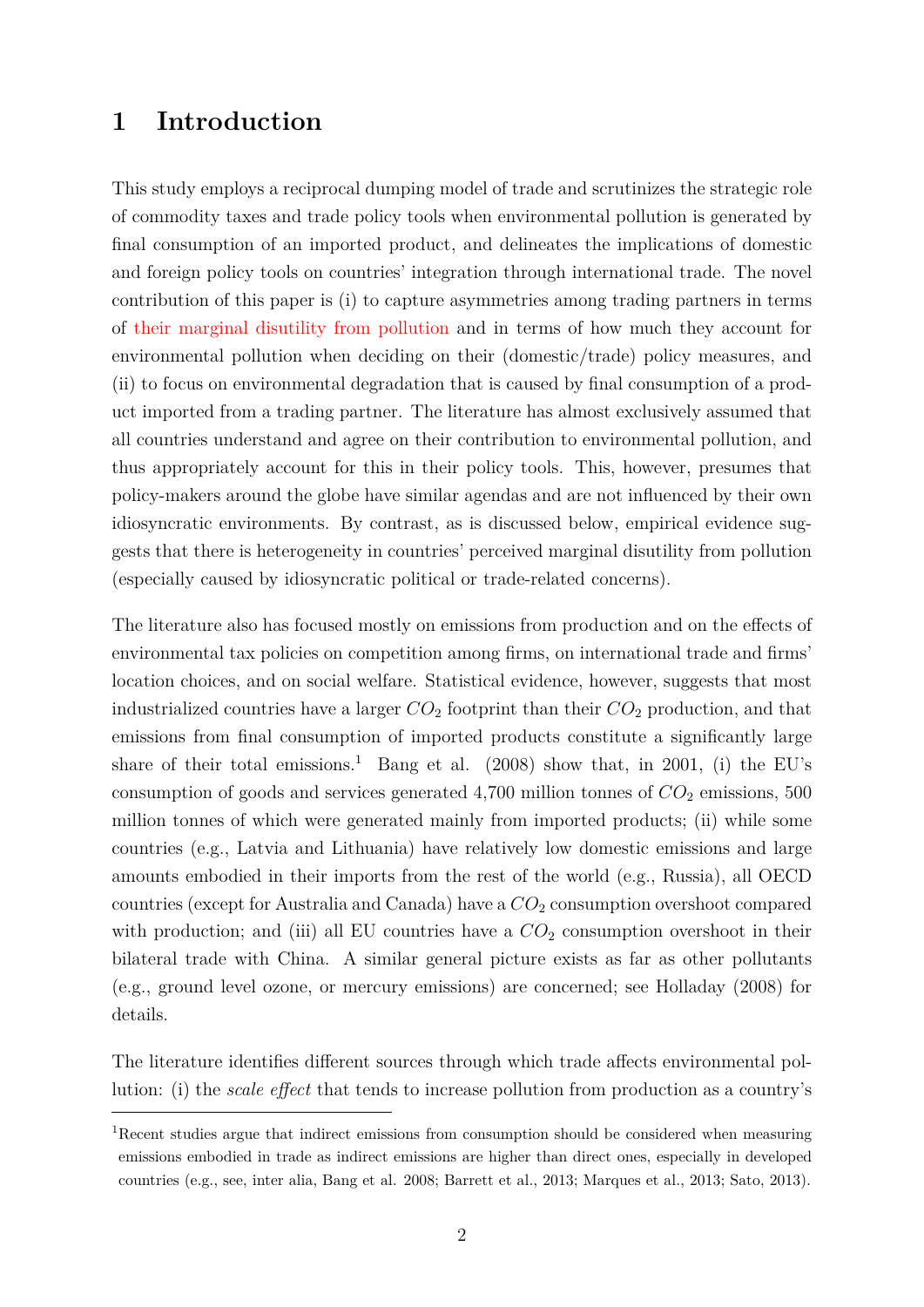# 1 Introduction

This study employs a reciprocal dumping model of trade and scrutinizes the strategic role of commodity taxes and trade policy tools when environmental pollution is generated by final consumption of an imported product, and delineates the implications of domestic and foreign policy tools on countries' integration through international trade. The novel contribution of this paper is (i) to capture asymmetries among trading partners in terms of their marginal disutility from pollution and in terms of how much they account for environmental pollution when deciding on their (domestic/trade) policy measures, and (ii) to focus on environmental degradation that is caused by final consumption of a product imported from a trading partner. The literature has almost exclusively assumed that all countries understand and agree on their contribution to environmental pollution, and thus appropriately account for this in their policy tools. This, however, presumes that policy-makers around the globe have similar agendas and are not influenced by their own idiosyncratic environments. By contrast, as is discussed below, empirical evidence suggests that there is heterogeneity in countries' perceived marginal disutility from pollution (especially caused by idiosyncratic political or trade-related concerns).

The literature also has focused mostly on emissions from production and on the effects of environmental tax policies on competition among firms, on international trade and firms' location choices, and on social welfare. Statistical evidence, however, suggests that most industrialized countries have a larger $CO_2$ footprint than their $CO_2$ production, and that emissions from final consumption of imported products constitute a significantly large share of their total emissions.[1] Bang et al. (2008) show that, in 2001, (i) the EU's consumption of goods and services generated 4,700 million tonnes of $CO_2$ emissions, 500 million tonnes of which were generated mainly from imported products; (ii) while some countries (e.g., Latvia and Lithuania) have relatively low domestic emissions and large amounts embodied in their imports from the rest of the world (e.g., Russia), all OECD countries (except for Australia and Canada) have a $CO_2$ consumption overshoot compared with production; and (iii) all EU countries have a $CO_2$ consumption overshoot in their bilateral trade with China. A similar general picture exists as far as other pollutants (e.g., ground level ozone, or mercury emissions) are concerned; see Holladay (2008) for details.

The literature identifies different sources through which trade affects environmental pollution: (i) the *scale effect* that tends to increase pollution from production as a country's

[1] Recent studies argue that indirect emissions from consumption should be considered when measuring emissions embodied in trade as indirect emissions are higher than direct ones, especially in developed countries (e.g., see, inter alia, Bang et al. 2008; Barrett et al., 2013; Marques et al., 2013; Sato, 2013).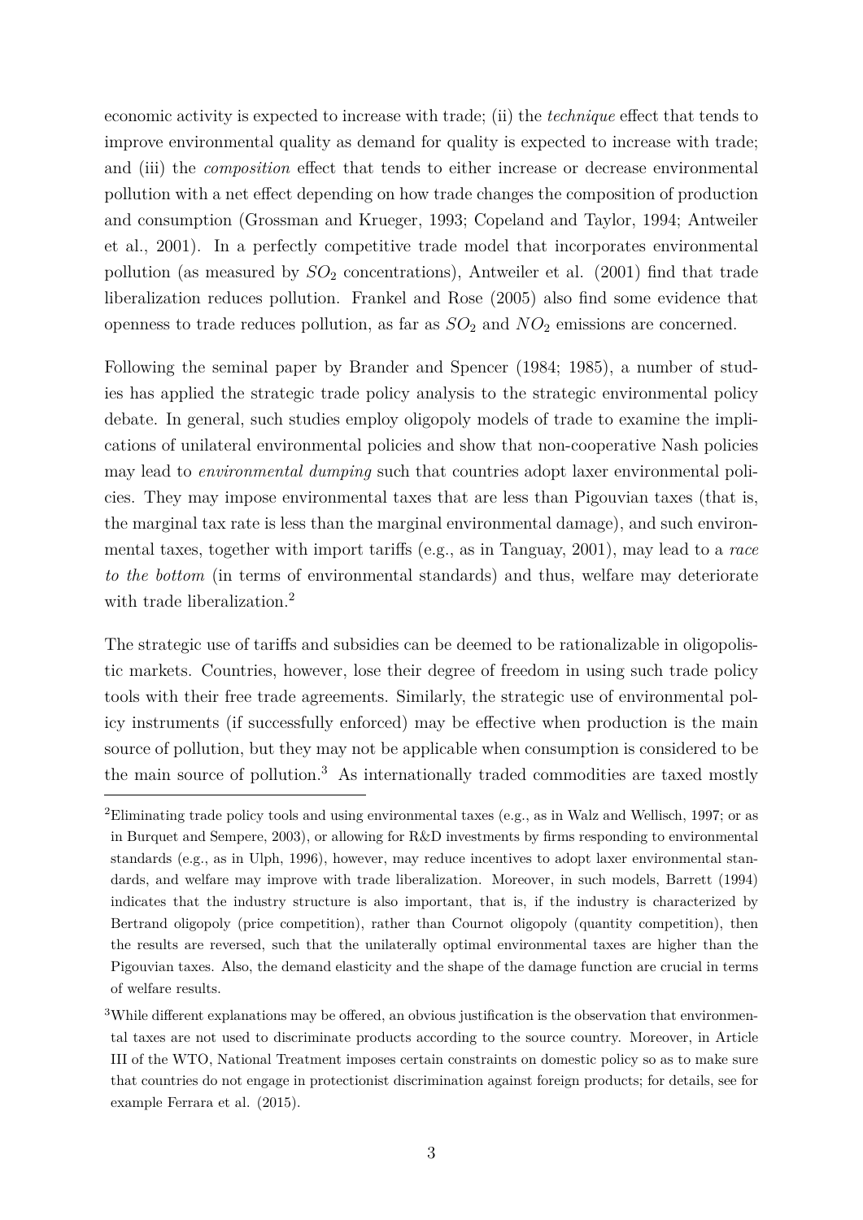economic activity is expected to increase with trade; (ii) the *technique* effect that tends to improve environmental quality as demand for quality is expected to increase with trade; and (iii) the *composition* effect that tends to either increase or decrease environmental pollution with a net effect depending on how trade changes the composition of production and consumption (Grossman and Krueger, 1993; Copeland and Taylor, 1994; Antweiler et al., 2001). In a perfectly competitive trade model that incorporates environmental pollution (as measured by $SO_2$ concentrations), Antweiler et al. (2001) find that trade liberalization reduces pollution. Frankel and Rose (2005) also find some evidence that openness to trade reduces pollution, as far as $SO_2$ and $NO_2$ emissions are concerned.

Following the seminal paper by Brander and Spencer (1984; 1985), a number of studies has applied the strategic trade policy analysis to the strategic environmental policy debate. In general, such studies employ oligopoly models of trade to examine the implications of unilateral environmental policies and show that non-cooperative Nash policies may lead to *environmental dumping* such that countries adopt laxer environmental policies. They may impose environmental taxes that are less than Pigouvian taxes (that is, the marginal tax rate is less than the marginal environmental damage), and such environmental taxes, together with import tariffs (e.g., as in Tanguay, 2001), may lead to a *race to the bottom* (in terms of environmental standards) and thus, welfare may deteriorate with trade liberalization.[2]

The strategic use of tariffs and subsidies can be deemed to be rationalizable in oligopolistic markets. Countries, however, lose their degree of freedom in using such trade policy tools with their free trade agreements. Similarly, the strategic use of environmental policy instruments (if successfully enforced) may be effective when production is the main source of pollution, but they may not be applicable when consumption is considered to be the main source of pollution.[3] As internationally traded commodities are taxed mostly

[2]Eliminating trade policy tools and using environmental taxes (e.g., as in Walz and Wellisch, 1997; or as in Burquet and Sempere, 2003), or allowing for R&D investments by firms responding to environmental standards (e.g., as in Ulph, 1996), however, may reduce incentives to adopt laxer environmental standards, and welfare may improve with trade liberalization. Moreover, in such models, Barrett (1994) indicates that the industry structure is also important, that is, if the industry is characterized by Bertrand oligopoly (price competition), rather than Cournot oligopoly (quantity competition), then the results are reversed, such that the unilaterally optimal environmental taxes are higher than the Pigouvian taxes. Also, the demand elasticity and the shape of the damage function are crucial in terms of welfare results.

[3]While different explanations may be offered, an obvious justification is the observation that environmental taxes are not used to discriminate products according to the source country. Moreover, in Article III of the WTO, National Treatment imposes certain constraints on domestic policy so as to make sure that countries do not engage in protectionist discrimination against foreign products; for details, see for example Ferrara et al. (2015).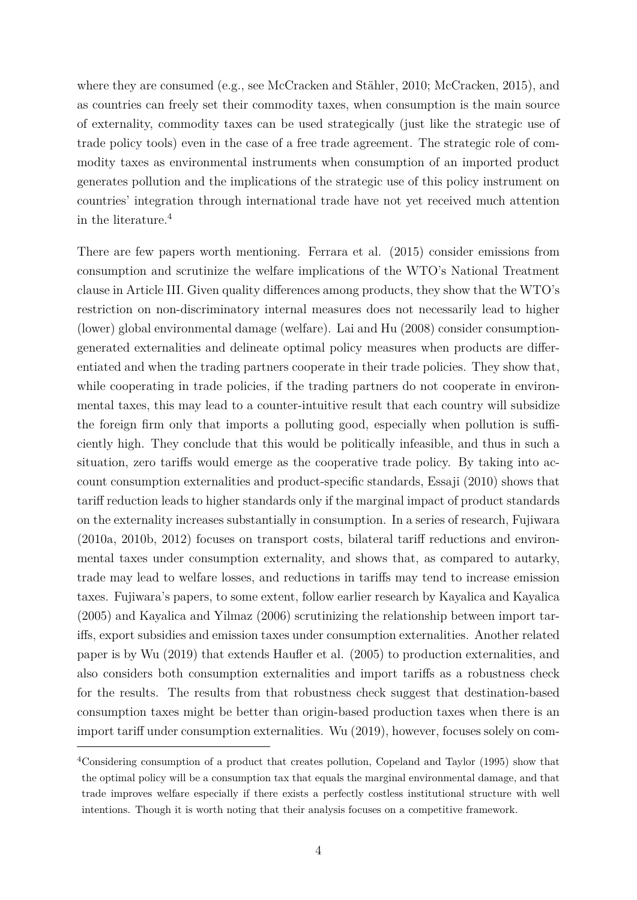where they are consumed (e.g., see McCracken and Stähler, 2010; McCracken, 2015), and as countries can freely set their commodity taxes, when consumption is the main source of externality, commodity taxes can be used strategically (just like the strategic use of trade policy tools) even in the case of a free trade agreement. The strategic role of commodity taxes as environmental instruments when consumption of an imported product generates pollution and the implications of the strategic use of this policy instrument on countries' integration through international trade have not yet received much attention in the literature.[4]

There are few papers worth mentioning. Ferrara et al. (2015) consider emissions from consumption and scrutinize the welfare implications of the WTO's National Treatment clause in Article III. Given quality differences among products, they show that the WTO's restriction on non-discriminatory internal measures does not necessarily lead to higher (lower) global environmental damage (welfare). Lai and Hu (2008) consider consumption-generated externalities and delineate optimal policy measures when products are differentiated and when the trading partners cooperate in their trade policies. They show that, while cooperating in trade policies, if the trading partners do not cooperate in environmental taxes, this may lead to a counter-intuitive result that each country will subsidize the foreign firm only that imports a polluting good, especially when pollution is sufficiently high. They conclude that this would be politically infeasible, and thus in such a situation, zero tariffs would emerge as the cooperative trade policy. By taking into account consumption externalities and product-specific standards, Essaji (2010) shows that tariff reduction leads to higher standards only if the marginal impact of product standards on the externality increases substantially in consumption. In a series of research, Fujiwara (2010a, 2010b, 2012) focuses on transport costs, bilateral tariff reductions and environmental taxes under consumption externality, and shows that, as compared to autarky, trade may lead to welfare losses, and reductions in tariffs may tend to increase emission taxes. Fujiwara's papers, to some extent, follow earlier research by Kayalica and Kayalica (2005) and Kayalica and Yilmaz (2006) scrutinizing the relationship between import tariffs, export subsidies and emission taxes under consumption externalities. Another related paper is by Wu (2019) that extends Haufler et al. (2005) to production externalities, and also considers both consumption externalities and import tariffs as a robustness check for the results. The results from that robustness check suggest that destination-based consumption taxes might be better than origin-based production taxes when there is an import tariff under consumption externalities. Wu (2019), however, focuses solely on com-

[4] Considering consumption of a product that creates pollution, Copeland and Taylor (1995) show that the optimal policy will be a consumption tax that equals the marginal environmental damage, and that trade improves welfare especially if there exists a perfectly costless institutional structure with well intentions. Though it is worth noting that their analysis focuses on a competitive framework.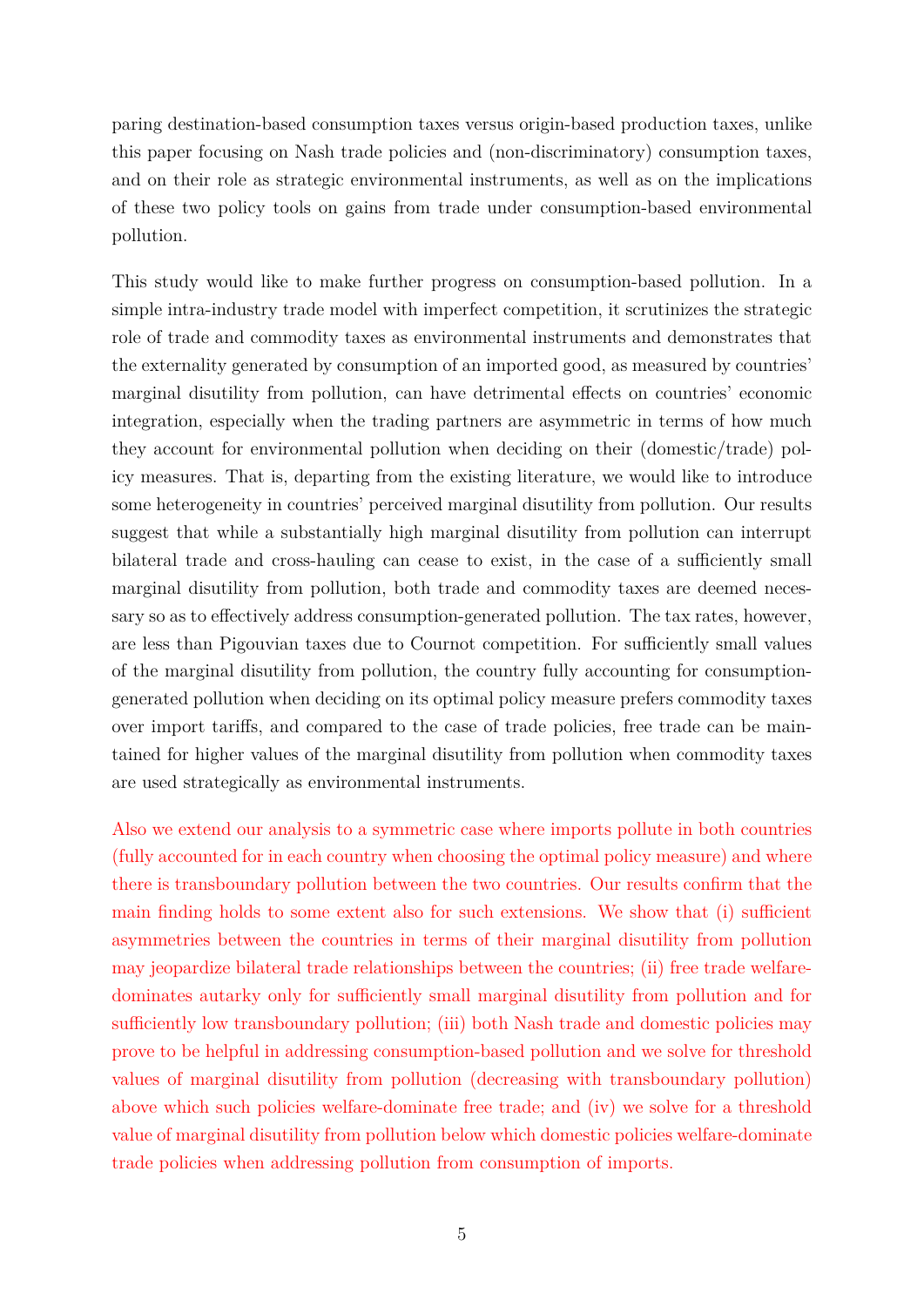paring destination-based consumption taxes versus origin-based production taxes, unlike this paper focusing on Nash trade policies and (non-discriminatory) consumption taxes, and on their role as strategic environmental instruments, as well as on the implications of these two policy tools on gains from trade under consumption-based environmental pollution.

This study would like to make further progress on consumption-based pollution. In a simple intra-industry trade model with imperfect competition, it scrutinizes the strategic role of trade and commodity taxes as environmental instruments and demonstrates that the externality generated by consumption of an imported good, as measured by countries' marginal disutility from pollution, can have detrimental effects on countries' economic integration, especially when the trading partners are asymmetric in terms of how much they account for environmental pollution when deciding on their (domestic/trade) policy measures. That is, departing from the existing literature, we would like to introduce some heterogeneity in countries' perceived marginal disutility from pollution. Our results suggest that while a substantially high marginal disutility from pollution can interrupt bilateral trade and cross-hauling can cease to exist, in the case of a sufficiently small marginal disutility from pollution, both trade and commodity taxes are deemed necessary so as to effectively address consumption-generated pollution. The tax rates, however, are less than Pigouvian taxes due to Cournot competition. For sufficiently small values of the marginal disutility from pollution, the country fully accounting for consumption-generated pollution when deciding on its optimal policy measure prefers commodity taxes over import tariffs, and compared to the case of trade policies, free trade can be maintained for higher values of the marginal disutility from pollution when commodity taxes are used strategically as environmental instruments.

Also we extend our analysis to a symmetric case where imports pollute in both countries (fully accounted for in each country when choosing the optimal policy measure) and where there is transboundary pollution between the two countries. Our results confirm that the main finding holds to some extent also for such extensions. We show that (i) sufficient asymmetries between the countries in terms of their marginal disutility from pollution may jeopardize bilateral trade relationships between the countries; (ii) free trade welfare-dominates autarky only for sufficiently small marginal disutility from pollution and for sufficiently low transboundary pollution; (iii) both Nash trade and domestic policies may prove to be helpful in addressing consumption-based pollution and we solve for threshold values of marginal disutility from pollution (decreasing with transboundary pollution) above which such policies welfare-dominate free trade; and (iv) we solve for a threshold value of marginal disutility from pollution below which domestic policies welfare-dominate trade policies when addressing pollution from consumption of imports.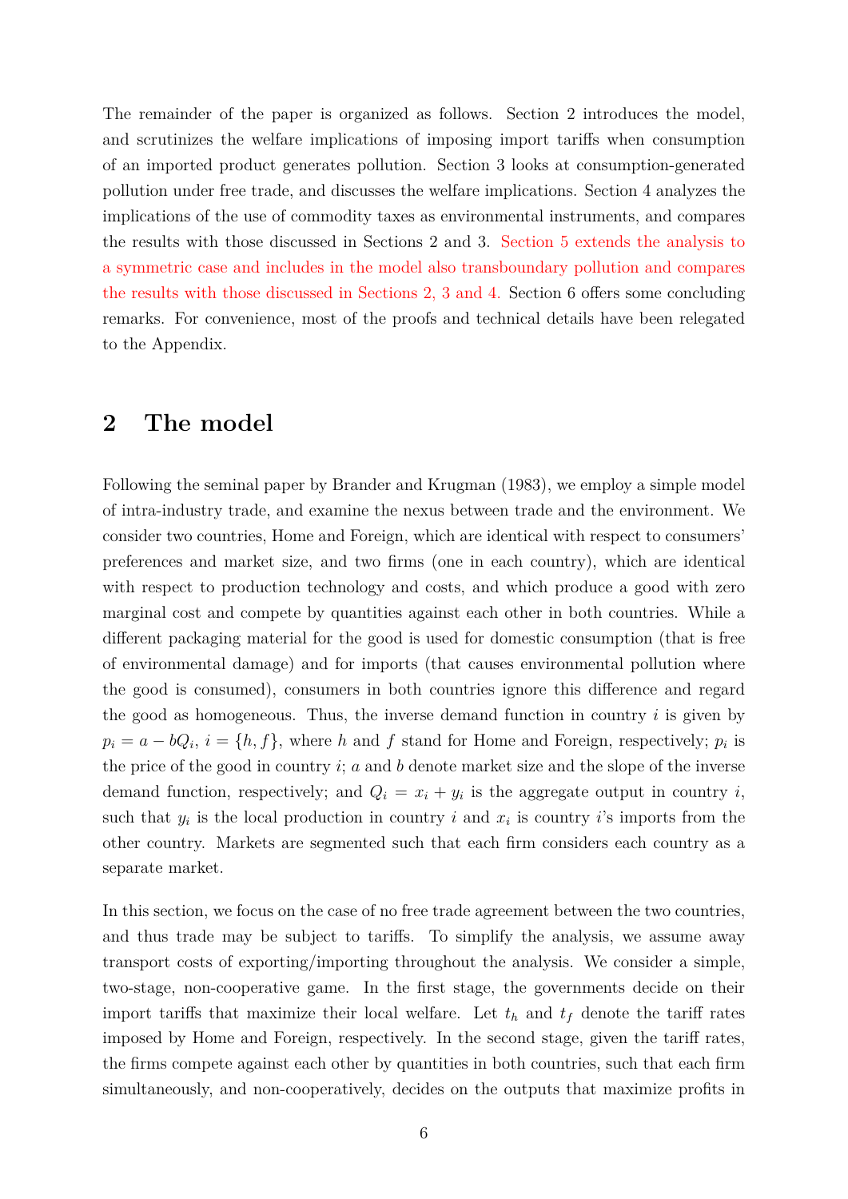The remainder of the paper is organized as follows. Section 2 introduces the model, and scrutinizes the welfare implications of imposing import tariffs when consumption of an imported product generates pollution. Section 3 looks at consumption-generated pollution under free trade, and discusses the welfare implications. Section 4 analyzes the implications of the use of commodity taxes as environmental instruments, and compares the results with those discussed in Sections 2 and 3. Section 5 extends the analysis to a symmetric case and includes in the model also transboundary pollution and compares the results with those discussed in Sections 2, 3 and 4. Section 6 offers some concluding remarks. For convenience, most of the proofs and technical details have been relegated to the Appendix.

## 2 The model

Following the seminal paper by Brander and Krugman (1983), we employ a simple model of intra-industry trade, and examine the nexus between trade and the environment. We consider two countries, Home and Foreign, which are identical with respect to consumers' preferences and market size, and two firms (one in each country), which are identical with respect to production technology and costs, and which produce a good with zero marginal cost and compete by quantities against each other in both countries. While a different packaging material for the good is used for domestic consumption (that is free of environmental damage) and for imports (that causes environmental pollution where the good is consumed), consumers in both countries ignore this difference and regard the good as homogeneous. Thus, the inverse demand function in country $i$ is given by $p_i = a - bQ_i$, $i = \{h, f\}$, where $h$ and $f$ stand for Home and Foreign, respectively; $p_i$ is the price of the good in country $i$; $a$ and $b$ denote market size and the slope of the inverse demand function, respectively; and $Q_i = x_i + y_i$ is the aggregate output in country $i$, such that $y_i$ is the local production in country $i$ and $x_i$ is country $i$'s imports from the other country. Markets are segmented such that each firm considers each country as a separate market.

In this section, we focus on the case of no free trade agreement between the two countries, and thus trade may be subject to tariffs. To simplify the analysis, we assume away transport costs of exporting/importing throughout the analysis. We consider a simple, two-stage, non-cooperative game. In the first stage, the governments decide on their import tariffs that maximize their local welfare. Let $t_h$ and $t_f$ denote the tariff rates imposed by Home and Foreign, respectively. In the second stage, given the tariff rates, the firms compete against each other by quantities in both countries, such that each firm simultaneously, and non-cooperatively, decides on the outputs that maximize profits in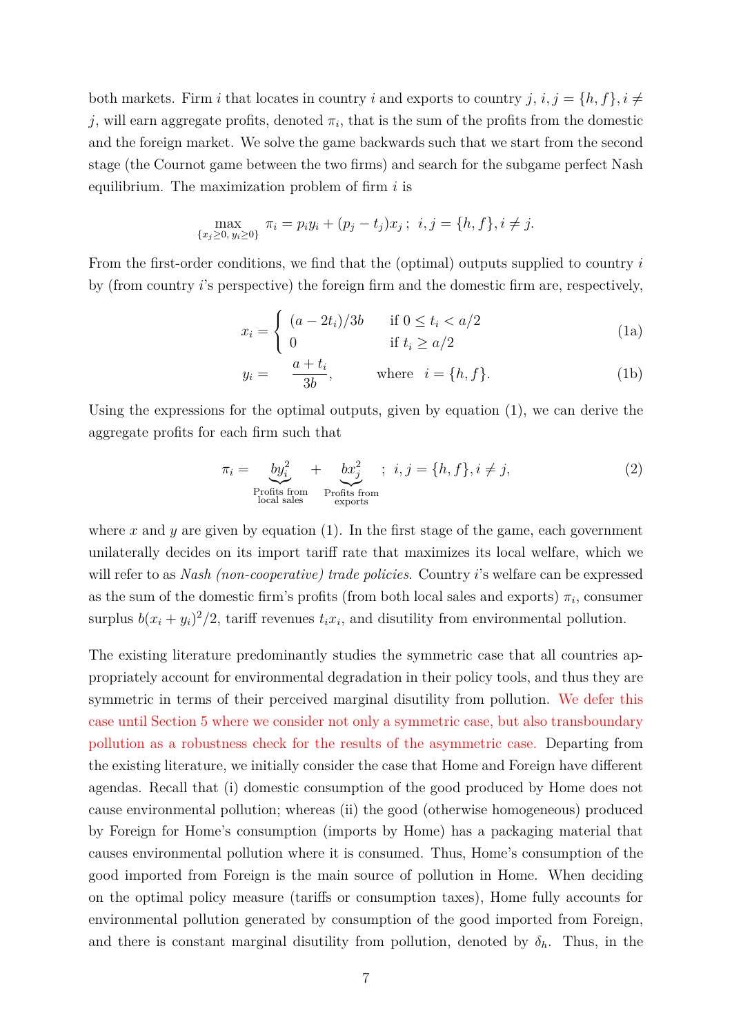both markets. Firm $i$ that locates in country $i$ and exports to country $j$, $i, j = \{h, f\}, i \neq j$, will earn aggregate profits, denoted $\pi_i$, that is the sum of the profits from the domestic and the foreign market. We solve the game backwards such that we start from the second stage (the Cournot game between the two firms) and search for the subgame perfect Nash equilibrium. The maximization problem of firm $i$ is

$$\max_{\{x_j \geq 0,\, y_i \geq 0\}} \pi_i = p_i y_i + (p_j - t_j)x_j\,;\; i, j = \{h, f\}, i \neq j.$$

From the first-order conditions, we find that the (optimal) outputs supplied to country $i$ by (from country $i$'s perspective) the foreign firm and the domestic firm are, respectively,

$$x_i = \begin{cases} (a - 2t_i)/3b & \text{if } 0 \leq t_i < a/2 \\ 0 & \text{if } t_i \geq a/2 \end{cases} \tag{1a}$$

$$y_i = \frac{a + t_i}{3b}, \qquad \text{where} \quad i = \{h, f\}. \tag{1b}$$

Using the expressions for the optimal outputs, given by equation (1), we can derive the aggregate profits for each firm such that

$$\pi_i = \underbrace{b y_i^2}_{\substack{\text{Profits from} \\ \text{local sales}}} + \underbrace{b x_j^2}_{\substack{\text{Profits from} \\ \text{exports}}}\;;\; i, j = \{h, f\}, i \neq j, \tag{2}$$

where $x$ and $y$ are given by equation (1). In the first stage of the game, each government unilaterally decides on its import tariff rate that maximizes its local welfare, which we will refer to as *Nash (non-cooperative) trade policies*. Country $i$'s welfare can be expressed as the sum of the domestic firm's profits (from both local sales and exports) $\pi_i$, consumer surplus $b(x_i + y_i)^2/2$, tariff revenues $t_i x_i$, and disutility from environmental pollution.

The existing literature predominantly studies the symmetric case that all countries appropriately account for environmental degradation in their policy tools, and thus they are symmetric in terms of their perceived marginal disutility from pollution. We defer this case until Section 5 where we consider not only a symmetric case, but also transboundary pollution as a robustness check for the results of the asymmetric case. Departing from the existing literature, we initially consider the case that Home and Foreign have different agendas. Recall that (i) domestic consumption of the good produced by Home does not cause environmental pollution; whereas (ii) the good (otherwise homogeneous) produced by Foreign for Home's consumption (imports by Home) has a packaging material that causes environmental pollution where it is consumed. Thus, Home's consumption of the good imported from Foreign is the main source of pollution in Home. When deciding on the optimal policy measure (tariffs or consumption taxes), Home fully accounts for environmental pollution generated by consumption of the good imported from Foreign, and there is constant marginal disutility from pollution, denoted by $\delta_h$. Thus, in the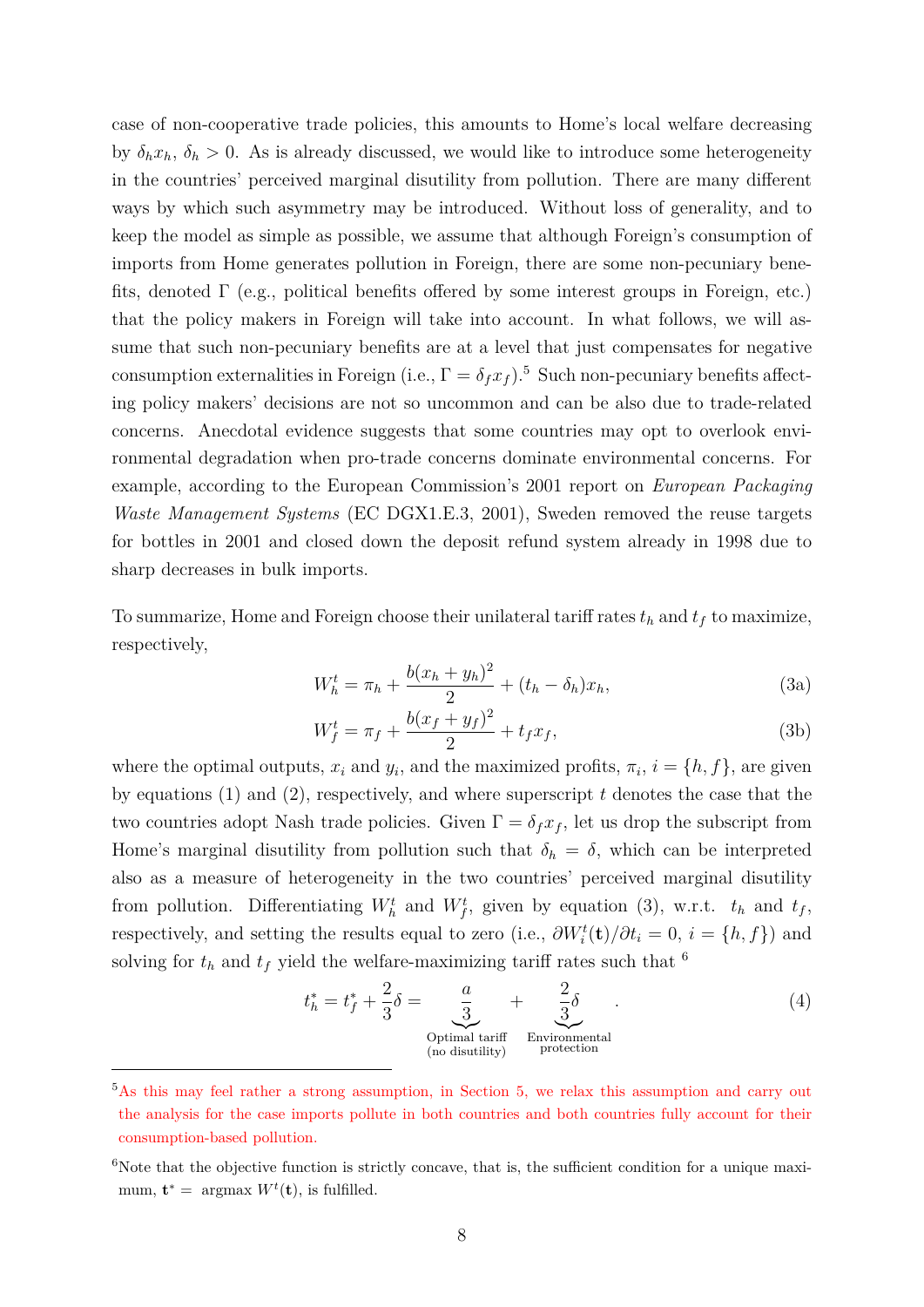case of non-cooperative trade policies, this amounts to Home's local welfare decreasing by $\delta_h x_h$, $\delta_h > 0$. As is already discussed, we would like to introduce some heterogeneity in the countries' perceived marginal disutility from pollution. There are many different ways by which such asymmetry may be introduced. Without loss of generality, and to keep the model as simple as possible, we assume that although Foreign's consumption of imports from Home generates pollution in Foreign, there are some non-pecuniary benefits, denoted $\Gamma$ (e.g., political benefits offered by some interest groups in Foreign, etc.) that the policy makers in Foreign will take into account. In what follows, we will assume that such non-pecuniary benefits are at a level that just compensates for negative consumption externalities in Foreign (i.e., $\Gamma = \delta_f x_f$).[5] Such non-pecuniary benefits affecting policy makers' decisions are not so uncommon and can be also due to trade-related concerns. Anecdotal evidence suggests that some countries may opt to overlook environmental degradation when pro-trade concerns dominate environmental concerns. For example, according to the European Commission's 2001 report on *European Packaging Waste Management Systems* (EC DGX1.E.3, 2001), Sweden removed the reuse targets for bottles in 2001 and closed down the deposit refund system already in 1998 due to sharp decreases in bulk imports.

To summarize, Home and Foreign choose their unilateral tariff rates $t_h$ and $t_f$ to maximize, respectively,

$$W_h^t = \pi_h + \frac{b(x_h + y_h)^2}{2} + (t_h - \delta_h)x_h, \tag{3a}$$

$$W_f^t = \pi_f + \frac{b(x_f + y_f)^2}{2} + t_f x_f, \tag{3b}$$

where the optimal outputs, $x_i$ and $y_i$, and the maximized profits, $\pi_i$, $i = \{h, f\}$, are given by equations (1) and (2), respectively, and where superscript $t$ denotes the case that the two countries adopt Nash trade policies. Given $\Gamma = \delta_f x_f$, let us drop the subscript from Home's marginal disutility from pollution such that $\delta_h = \delta$, which can be interpreted also as a measure of heterogeneity in the two countries' perceived marginal disutility from pollution. Differentiating $W_h^t$ and $W_f^t$, given by equation (3), w.r.t. $t_h$ and $t_f$, respectively, and setting the results equal to zero (i.e., $\partial W_i^t(\mathbf{t})/\partial t_i = 0$, $i = \{h, f\}$) and solving for $t_h$ and $t_f$ yield the welfare-maximizing tariff rates such that [6]

$$t_h^* = t_f^* + \frac{2}{3}\delta = \underbrace{\frac{a}{3}}_{\substack{\text{Optimal tariff} \\ \text{(no disutility)}}} + \underbrace{\frac{2}{3}\delta}_{\substack{\text{Environmental} \\ \text{protection}}}. \tag{4}$$

---

[5] As this may feel rather a strong assumption, in Section 5, we relax this assumption and carry out the analysis for the case imports pollute in both countries and both countries fully account for their consumption-based pollution.

[6] Note that the objective function is strictly concave, that is, the sufficient condition for a unique maximum, $\mathbf{t}^* = \operatorname{argmax} W^t(\mathbf{t})$, is fulfilled.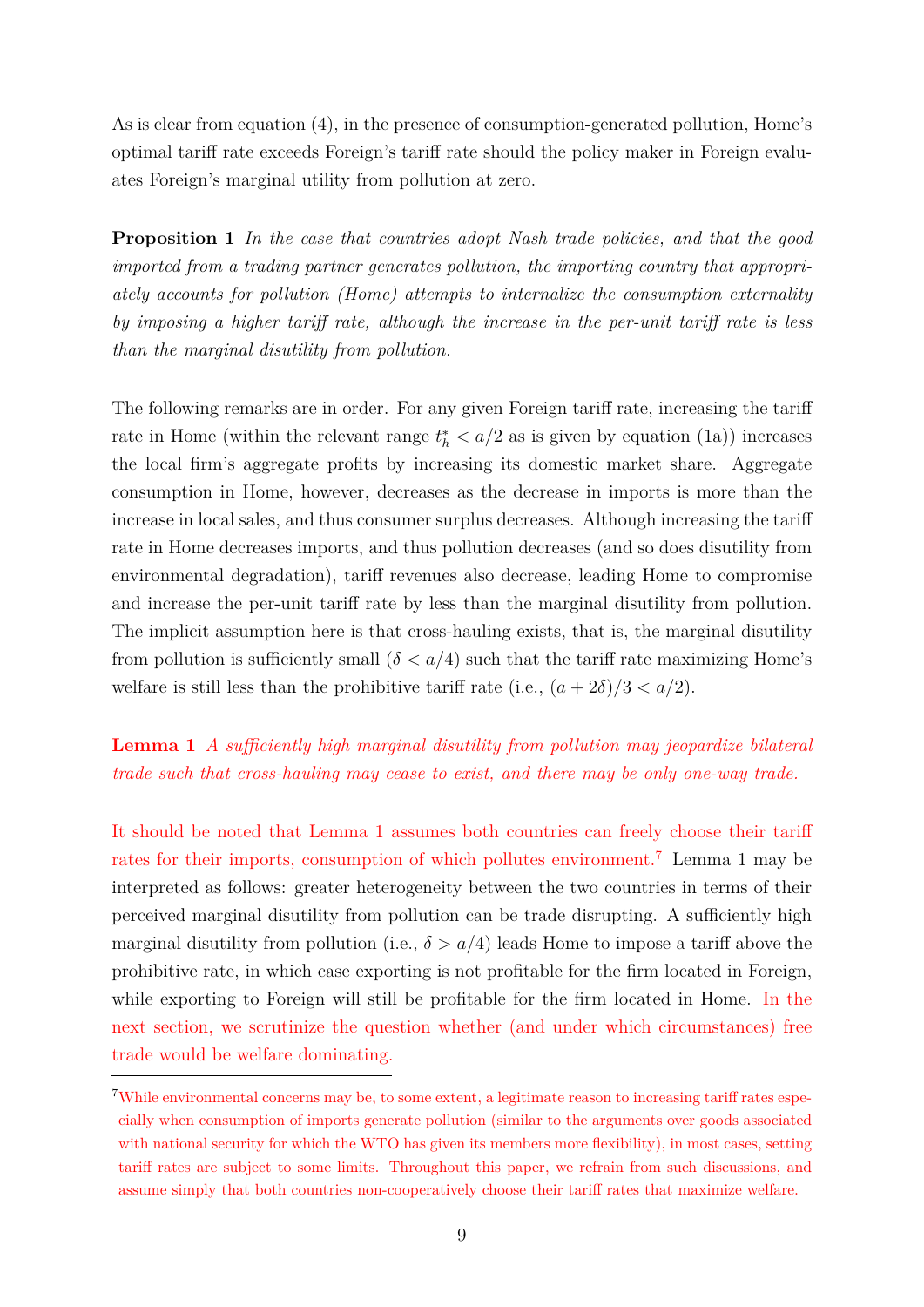As is clear from equation (4), in the presence of consumption-generated pollution, Home's optimal tariff rate exceeds Foreign's tariff rate should the policy maker in Foreign evaluates Foreign's marginal utility from pollution at zero.

**Proposition 1** *In the case that countries adopt Nash trade policies, and that the good imported from a trading partner generates pollution, the importing country that appropriately accounts for pollution (Home) attempts to internalize the consumption externality by imposing a higher tariff rate, although the increase in the per-unit tariff rate is less than the marginal disutility from pollution.*

The following remarks are in order. For any given Foreign tariff rate, increasing the tariff rate in Home (within the relevant range $t_h^* < a/2$ as is given by equation (1a)) increases the local firm's aggregate profits by increasing its domestic market share. Aggregate consumption in Home, however, decreases as the decrease in imports is more than the increase in local sales, and thus consumer surplus decreases. Although increasing the tariff rate in Home decreases imports, and thus pollution decreases (and so does disutility from environmental degradation), tariff revenues also decrease, leading Home to compromise and increase the per-unit tariff rate by less than the marginal disutility from pollution. The implicit assumption here is that cross-hauling exists, that is, the marginal disutility from pollution is sufficiently small ($\delta < a/4$) such that the tariff rate maximizing Home's welfare is still less than the prohibitive tariff rate (i.e., $(a + 2\delta)/3 < a/2$).

**Lemma 1** *A sufficiently high marginal disutility from pollution may jeopardize bilateral trade such that cross-hauling may cease to exist, and there may be only one-way trade.*

It should be noted that Lemma 1 assumes both countries can freely choose their tariff rates for their imports, consumption of which pollutes environment.[7] Lemma 1 may be interpreted as follows: greater heterogeneity between the two countries in terms of their perceived marginal disutility from pollution can be trade disrupting. A sufficiently high marginal disutility from pollution (i.e., $\delta > a/4$) leads Home to impose a tariff above the prohibitive rate, in which case exporting is not profitable for the firm located in Foreign, while exporting to Foreign will still be profitable for the firm located in Home. In the next section, we scrutinize the question whether (and under which circumstances) free trade would be welfare dominating.

[7] While environmental concerns may be, to some extent, a legitimate reason to increasing tariff rates especially when consumption of imports generate pollution (similar to the arguments over goods associated with national security for which the WTO has given its members more flexibility), in most cases, setting tariff rates are subject to some limits. Throughout this paper, we refrain from such discussions, and assume simply that both countries non-cooperatively choose their tariff rates that maximize welfare.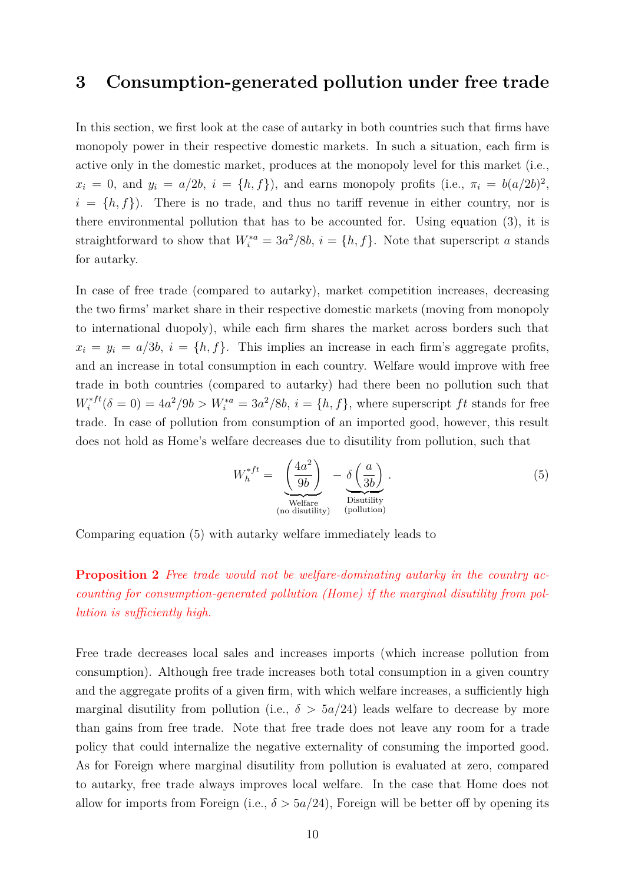## 3 Consumption-generated pollution under free trade

In this section, we first look at the case of autarky in both countries such that firms have monopoly power in their respective domestic markets. In such a situation, each firm is active only in the domestic market, produces at the monopoly level for this market (i.e., $x_i = 0$, and $y_i = a/2b$, $i = \{h, f\}$), and earns monopoly profits (i.e., $\pi_i = b(a/2b)^2$, $i = \{h, f\}$). There is no trade, and thus no tariff revenue in either country, nor is there environmental pollution that has to be accounted for. Using equation (3), it is straightforward to show that $W_i^{*a} = 3a^2/8b$, $i = \{h, f\}$. Note that superscript $a$ stands for autarky.

In case of free trade (compared to autarky), market competition increases, decreasing the two firms' market share in their respective domestic markets (moving from monopoly to international duopoly), while each firm shares the market across borders such that $x_i = y_i = a/3b$, $i = \{h, f\}$. This implies an increase in each firm's aggregate profits, and an increase in total consumption in each country. Welfare would improve with free trade in both countries (compared to autarky) had there been no pollution such that $W_i^{*ft}(\delta = 0) = 4a^2/9b > W_i^{*a} = 3a^2/8b$, $i = \{h, f\}$, where superscript $ft$ stands for free trade. In case of pollution from consumption of an imported good, however, this result does not hold as Home's welfare decreases due to disutility from pollution, such that

$$W_h^{*ft} = \underbrace{\left(\frac{4a^2}{9b}\right)}_{\substack{\text{Welfare} \\ \text{(no disutility)}}} - \underbrace{\delta\left(\frac{a}{3b}\right)}_{\substack{\text{Disutility} \\ \text{(pollution)}}}. \tag{5}$$

Comparing equation (5) with autarky welfare immediately leads to

**Proposition 2** *Free trade would not be welfare-dominating autarky in the country accounting for consumption-generated pollution (Home) if the marginal disutility from pollution is sufficiently high.*

Free trade decreases local sales and increases imports (which increase pollution from consumption). Although free trade increases both total consumption in a given country and the aggregate profits of a given firm, with which welfare increases, a sufficiently high marginal disutility from pollution (i.e., $\delta > 5a/24$) leads welfare to decrease by more than gains from free trade. Note that free trade does not leave any room for a trade policy that could internalize the negative externality of consuming the imported good. As for Foreign where marginal disutility from pollution is evaluated at zero, compared to autarky, free trade always improves local welfare. In the case that Home does not allow for imports from Foreign (i.e., $\delta > 5a/24$), Foreign will be better off by opening its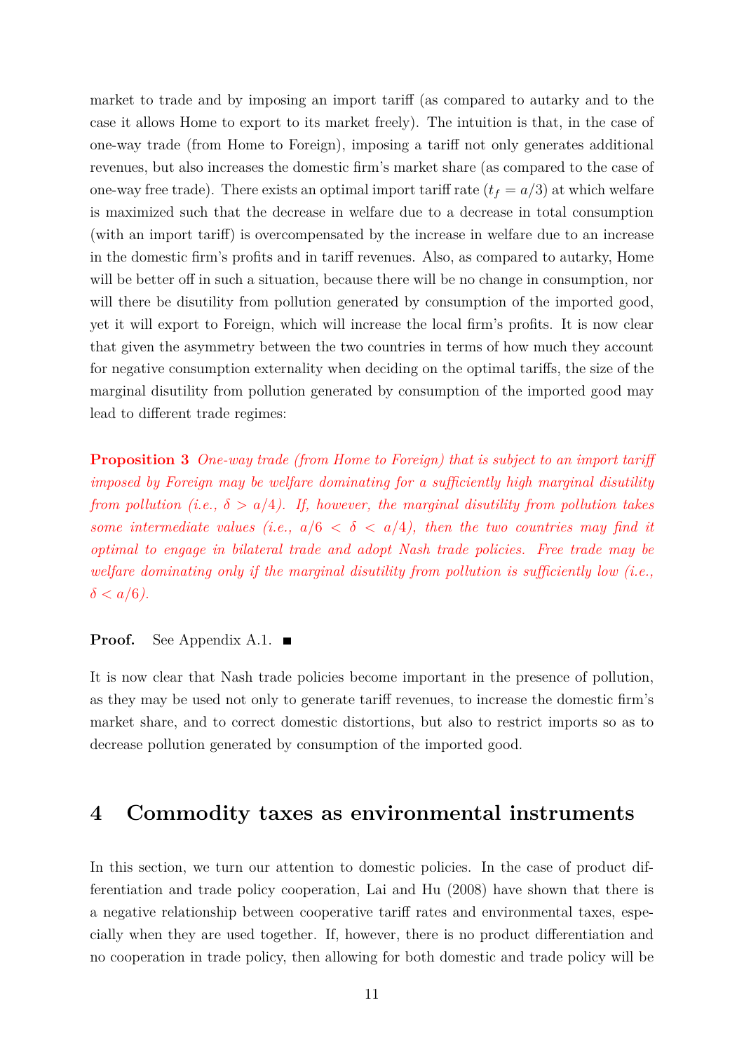market to trade and by imposing an import tariff (as compared to autarky and to the case it allows Home to export to its market freely). The intuition is that, in the case of one-way trade (from Home to Foreign), imposing a tariff not only generates additional revenues, but also increases the domestic firm's market share (as compared to the case of one-way free trade). There exists an optimal import tariff rate ($t_f = a/3$) at which welfare is maximized such that the decrease in welfare due to a decrease in total consumption (with an import tariff) is overcompensated by the increase in welfare due to an increase in the domestic firm's profits and in tariff revenues. Also, as compared to autarky, Home will be better off in such a situation, because there will be no change in consumption, nor will there be disutility from pollution generated by consumption of the imported good, yet it will export to Foreign, which will increase the local firm's profits. It is now clear that given the asymmetry between the two countries in terms of how much they account for negative consumption externality when deciding on the optimal tariffs, the size of the marginal disutility from pollution generated by consumption of the imported good may lead to different trade regimes:

**Proposition 3** *One-way trade (from Home to Foreign) that is subject to an import tariff imposed by Foreign may be welfare dominating for a sufficiently high marginal disutility from pollution (i.e., $\delta > a/4$). If, however, the marginal disutility from pollution takes some intermediate values (i.e., $a/6 < \delta < a/4$), then the two countries may find it optimal to engage in bilateral trade and adopt Nash trade policies. Free trade may be welfare dominating only if the marginal disutility from pollution is sufficiently low (i.e., $\delta < a/6$).*

**Proof.** See Appendix A.1. ∎

It is now clear that Nash trade policies become important in the presence of pollution, as they may be used not only to generate tariff revenues, to increase the domestic firm's market share, and to correct domestic distortions, but also to restrict imports so as to decrease pollution generated by consumption of the imported good.

# 4 Commodity taxes as environmental instruments

In this section, we turn our attention to domestic policies. In the case of product differentiation and trade policy cooperation, Lai and Hu (2008) have shown that there is a negative relationship between cooperative tariff rates and environmental taxes, especially when they are used together. If, however, there is no product differentiation and no cooperation in trade policy, then allowing for both domestic and trade policy will be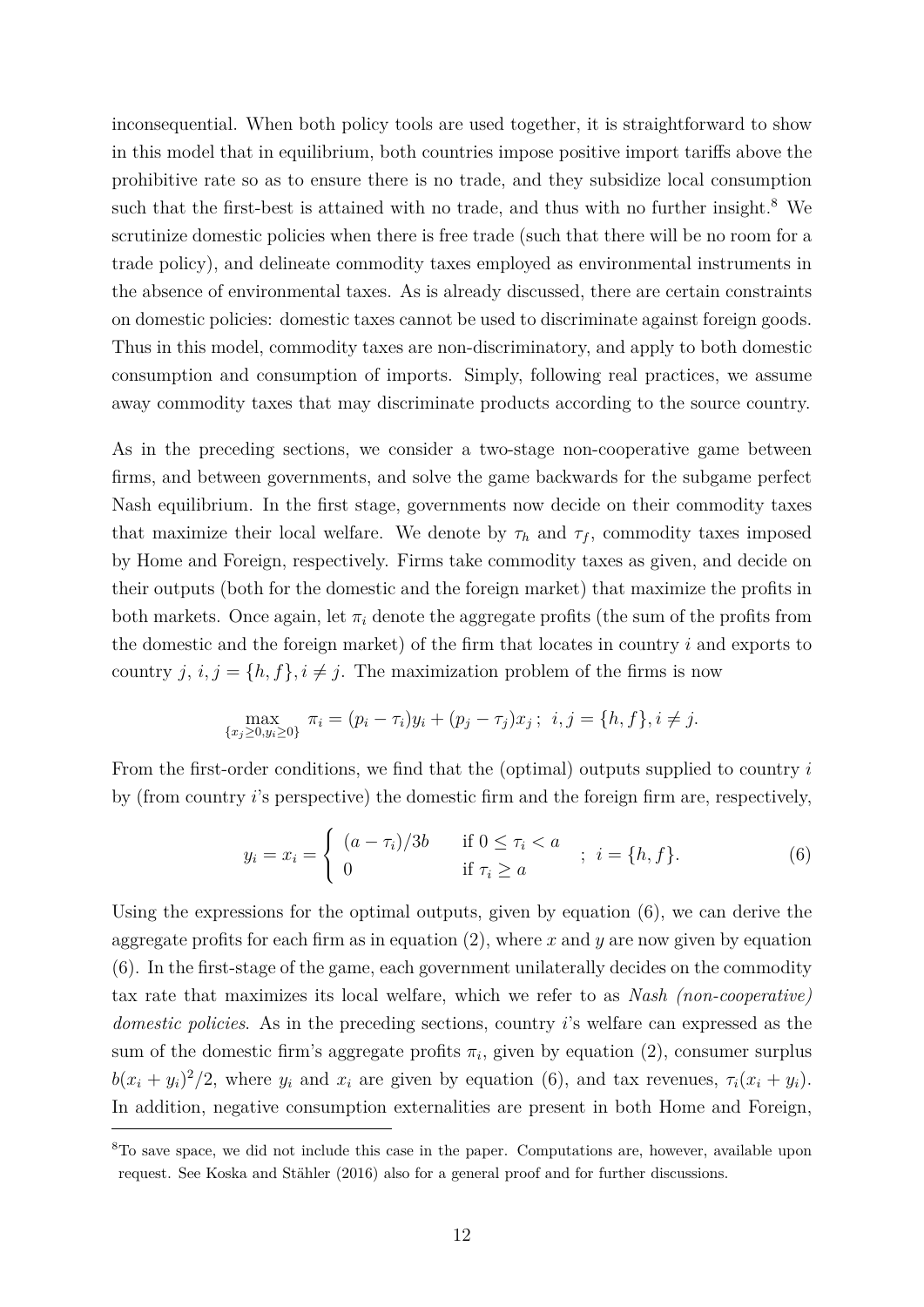inconsequential. When both policy tools are used together, it is straightforward to show in this model that in equilibrium, both countries impose positive import tariffs above the prohibitive rate so as to ensure there is no trade, and they subsidize local consumption such that the first-best is attained with no trade, and thus with no further insight.[8] We scrutinize domestic policies when there is free trade (such that there will be no room for a trade policy), and delineate commodity taxes employed as environmental instruments in the absence of environmental taxes. As is already discussed, there are certain constraints on domestic policies: domestic taxes cannot be used to discriminate against foreign goods. Thus in this model, commodity taxes are non-discriminatory, and apply to both domestic consumption and consumption of imports. Simply, following real practices, we assume away commodity taxes that may discriminate products according to the source country.

As in the preceding sections, we consider a two-stage non-cooperative game between firms, and between governments, and solve the game backwards for the subgame perfect Nash equilibrium. In the first stage, governments now decide on their commodity taxes that maximize their local welfare. We denote by $\tau_h$ and $\tau_f$, commodity taxes imposed by Home and Foreign, respectively. Firms take commodity taxes as given, and decide on their outputs (both for the domestic and the foreign market) that maximize the profits in both markets. Once again, let $\pi_i$ denote the aggregate profits (the sum of the profits from the domestic and the foreign market) of the firm that locates in country $i$ and exports to country $j$, $i, j = \{h, f\}, i \neq j$. The maximization problem of the firms is now

$$\max_{\{x_j \geq 0, y_i \geq 0\}} \ \pi_i = (p_i - \tau_i)y_i + (p_j - \tau_j)x_j \, ; \ i, j = \{h, f\}, i \neq j.$$

From the first-order conditions, we find that the (optimal) outputs supplied to country $i$ by (from country $i$'s perspective) the domestic firm and the foreign firm are, respectively,

$$y_i = x_i = \begin{cases} (a - \tau_i)/3b & \text{if } 0 \leq \tau_i < a \\ 0 & \text{if } \tau_i \geq a \end{cases} \ ; \ i = \{h, f\}. \tag{6}$$

Using the expressions for the optimal outputs, given by equation (6), we can derive the aggregate profits for each firm as in equation (2), where $x$ and $y$ are now given by equation (6). In the first-stage of the game, each government unilaterally decides on the commodity tax rate that maximizes its local welfare, which we refer to as *Nash (non-cooperative) domestic policies*. As in the preceding sections, country $i$'s welfare can expressed as the sum of the domestic firm's aggregate profits $\pi_i$, given by equation (2), consumer surplus $b(x_i + y_i)^2/2$, where $y_i$ and $x_i$ are given by equation (6), and tax revenues, $\tau_i(x_i + y_i)$. In addition, negative consumption externalities are present in both Home and Foreign,

[8] To save space, we did not include this case in the paper. Computations are, however, available upon request. See Koska and Stähler (2016) also for a general proof and for further discussions.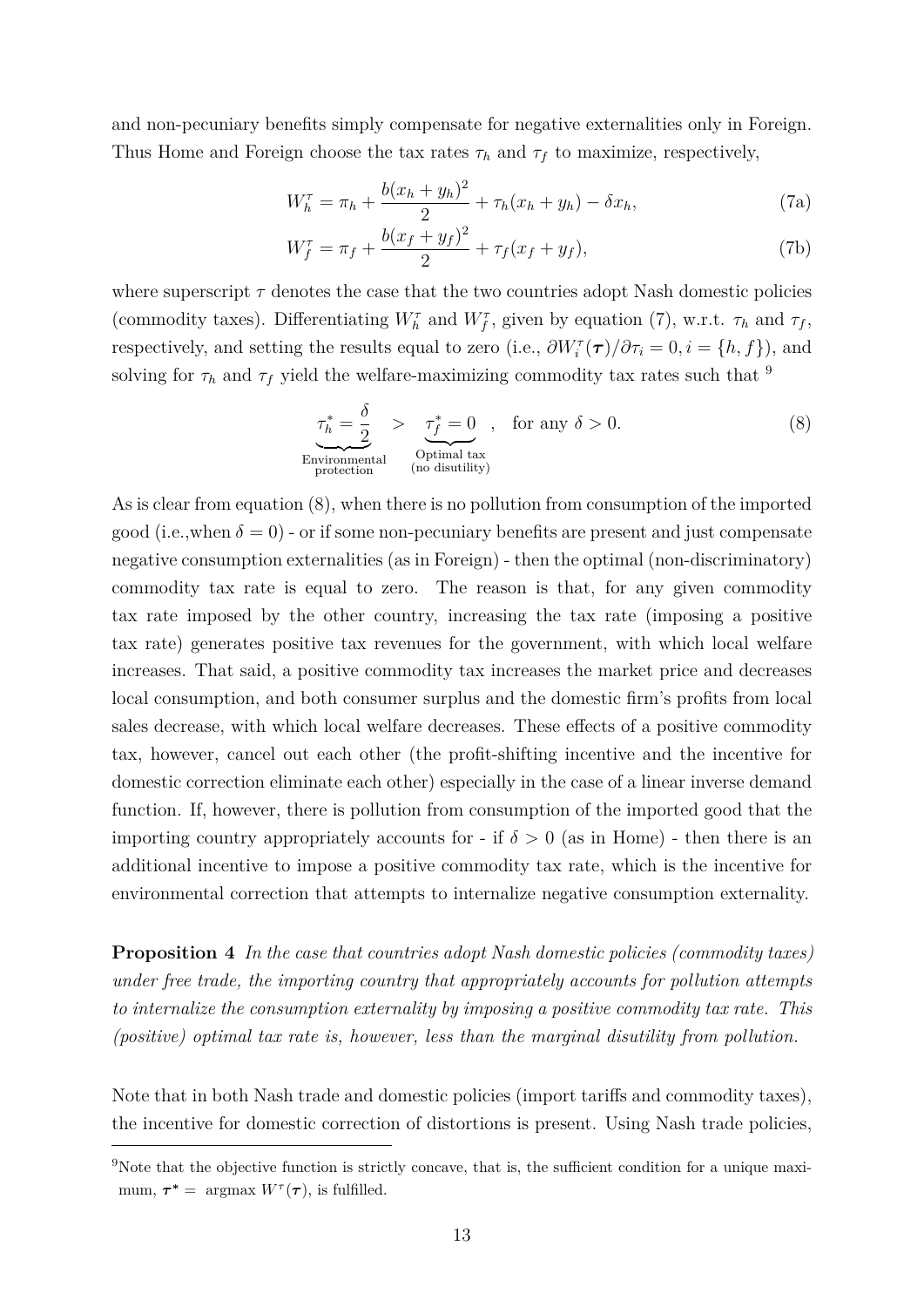and non-pecuniary benefits simply compensate for negative externalities only in Foreign. Thus Home and Foreign choose the tax rates $\tau_h$ and $\tau_f$ to maximize, respectively,

$$W_h^\tau = \pi_h + \frac{b(x_h + y_h)^2}{2} + \tau_h(x_h + y_h) - \delta x_h, \tag{7a}$$

$$W_f^\tau = \pi_f + \frac{b(x_f + y_f)^2}{2} + \tau_f(x_f + y_f), \tag{7b}$$

where superscript $\tau$ denotes the case that the two countries adopt Nash domestic policies (commodity taxes). Differentiating $W_h^\tau$ and $W_f^\tau$, given by equation (7), w.r.t. $\tau_h$ and $\tau_f$, respectively, and setting the results equal to zero (i.e., $\partial W_i^\tau(\boldsymbol{\tau})/\partial \tau_i = 0, i = \{h, f\}$), and solving for $\tau_h$ and $\tau_f$ yield the welfare-maximizing commodity tax rates such that [9]

$$\underbrace{\tau_h^* = \frac{\delta}{2}}_{\substack{\text{Environmental} \\ \text{protection}}} \quad > \quad \underbrace{\tau_f^* = 0}_{\substack{\text{Optimal tax} \\ \text{(no disutility)}}} \quad , \quad \text{for any } \delta > 0. \tag{8}$$

As is clear from equation (8), when there is no pollution from consumption of the imported good (i.e.,when $\delta = 0$) - or if some non-pecuniary benefits are present and just compensate negative consumption externalities (as in Foreign) - then the optimal (non-discriminatory) commodity tax rate is equal to zero. The reason is that, for any given commodity tax rate imposed by the other country, increasing the tax rate (imposing a positive tax rate) generates positive tax revenues for the government, with which local welfare increases. That said, a positive commodity tax increases the market price and decreases local consumption, and both consumer surplus and the domestic firm's profits from local sales decrease, with which local welfare decreases. These effects of a positive commodity tax, however, cancel out each other (the profit-shifting incentive and the incentive for domestic correction eliminate each other) especially in the case of a linear inverse demand function. If, however, there is pollution from consumption of the imported good that the importing country appropriately accounts for - if $\delta > 0$ (as in Home) - then there is an additional incentive to impose a positive commodity tax rate, which is the incentive for environmental correction that attempts to internalize negative consumption externality.

**Proposition 4** *In the case that countries adopt Nash domestic policies (commodity taxes) under free trade, the importing country that appropriately accounts for pollution attempts to internalize the consumption externality by imposing a positive commodity tax rate. This (positive) optimal tax rate is, however, less than the marginal disutility from pollution.*

Note that in both Nash trade and domestic policies (import tariffs and commodity taxes), the incentive for domestic correction of distortions is present. Using Nash trade policies,

[9] Note that the objective function is strictly concave, that is, the sufficient condition for a unique maximum, $\boldsymbol{\tau}^* = \operatorname{argmax} W^\tau(\boldsymbol{\tau})$, is fulfilled.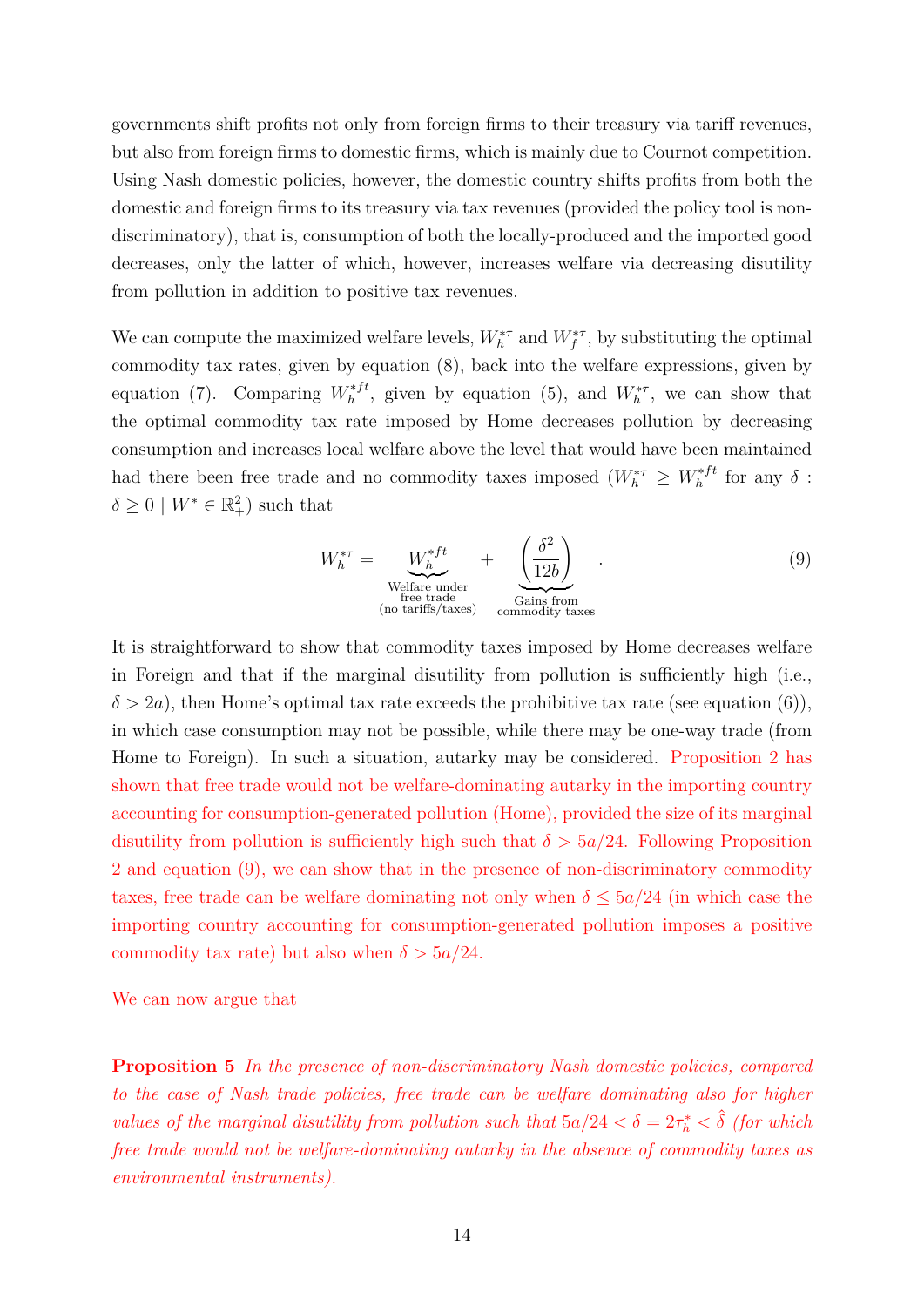governments shift profits not only from foreign firms to their treasury via tariff revenues, but also from foreign firms to domestic firms, which is mainly due to Cournot competition. Using Nash domestic policies, however, the domestic country shifts profits from both the domestic and foreign firms to its treasury via tax revenues (provided the policy tool is non-discriminatory), that is, consumption of both the locally-produced and the imported good decreases, only the latter of which, however, increases welfare via decreasing disutility from pollution in addition to positive tax revenues.

We can compute the maximized welfare levels, $W_h^{*\tau}$ and $W_f^{*\tau}$, by substituting the optimal commodity tax rates, given by equation (8), back into the welfare expressions, given by equation (7). Comparing $W_h^{*ft}$, given by equation (5), and $W_h^{*\tau}$, we can show that the optimal commodity tax rate imposed by Home decreases pollution by decreasing consumption and increases local welfare above the level that would have been maintained had there been free trade and no commodity taxes imposed ($W_h^{*\tau} \geq W_h^{*ft}$ for any $\delta$ : $\delta \geq 0 \mid W^* \in \mathbb{R}_+^2$) such that

$$W_h^{*\tau} = \underbrace{W_h^{*ft}}_{\substack{\text{Welfare under} \\ \text{free trade} \\ \text{(no tariffs/taxes)}}} + \underbrace{\left(\frac{\delta^2}{12b}\right)}_{\substack{\text{Gains from} \\ \text{commodity taxes}}} . \tag{9}$$

It is straightforward to show that commodity taxes imposed by Home decreases welfare in Foreign and that if the marginal disutility from pollution is sufficiently high (i.e., $\delta > 2a$), then Home's optimal tax rate exceeds the prohibitive tax rate (see equation (6)), in which case consumption may not be possible, while there may be one-way trade (from Home to Foreign). In such a situation, autarky may be considered. Proposition 2 has shown that free trade would not be welfare-dominating autarky in the importing country accounting for consumption-generated pollution (Home), provided the size of its marginal disutility from pollution is sufficiently high such that $\delta > 5a/24$. Following Proposition 2 and equation (9), we can show that in the presence of non-discriminatory commodity taxes, free trade can be welfare dominating not only when $\delta \leq 5a/24$ (in which case the importing country accounting for consumption-generated pollution imposes a positive commodity tax rate) but also when $\delta > 5a/24$.

We can now argue that

**Proposition 5** *In the presence of non-discriminatory Nash domestic policies, compared to the case of Nash trade policies, free trade can be welfare dominating also for higher values of the marginal disutility from pollution such that $5a/24 < \delta = 2\tau_h^* < \hat{\delta}$ (for which free trade would not be welfare-dominating autarky in the absence of commodity taxes as environmental instruments).*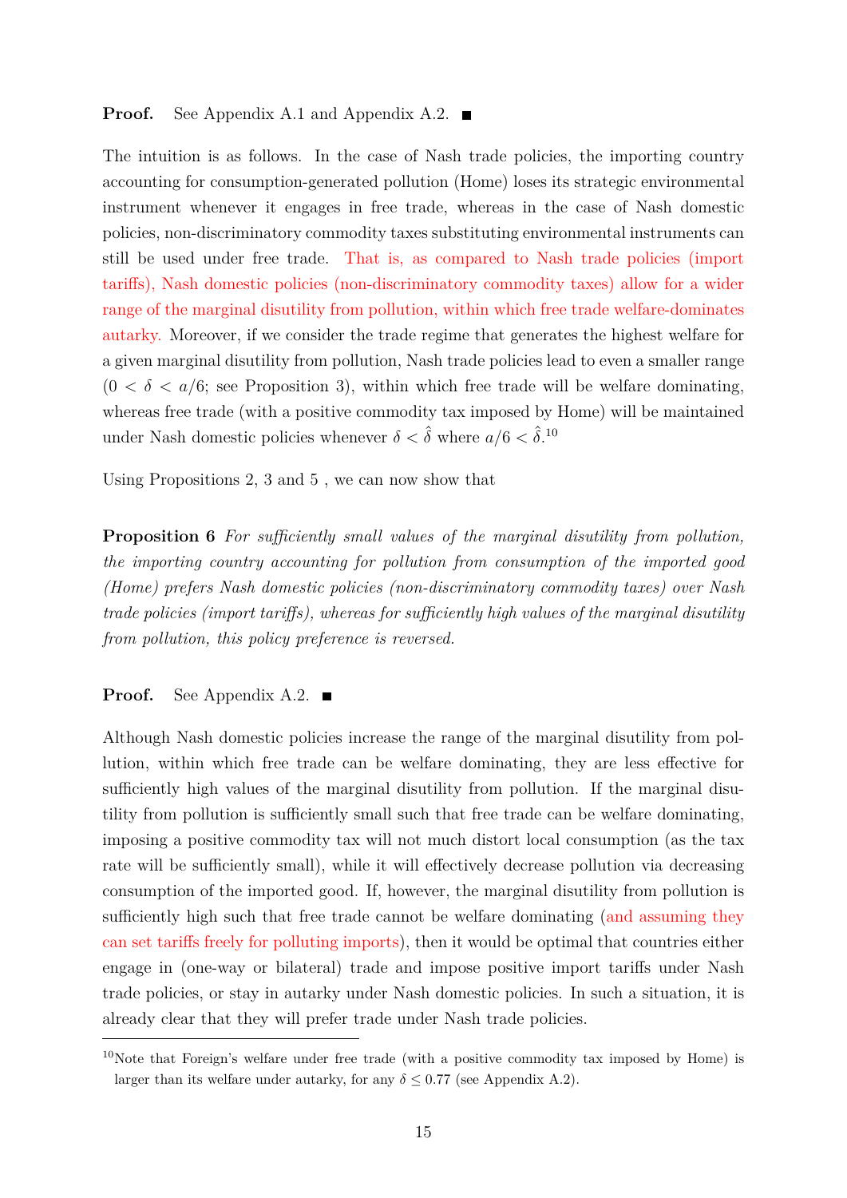**Proof.** See Appendix A.1 and Appendix A.2. ■

The intuition is as follows. In the case of Nash trade policies, the importing country accounting for consumption-generated pollution (Home) loses its strategic environmental instrument whenever it engages in free trade, whereas in the case of Nash domestic policies, non-discriminatory commodity taxes substituting environmental instruments can still be used under free trade. That is, as compared to Nash trade policies (import tariffs), Nash domestic policies (non-discriminatory commodity taxes) allow for a wider range of the marginal disutility from pollution, within which free trade welfare-dominates autarky. Moreover, if we consider the trade regime that generates the highest welfare for a given marginal disutility from pollution, Nash trade policies lead to even a smaller range ($0 < \delta < a/6$; see Proposition 3), within which free trade will be welfare dominating, whereas free trade (with a positive commodity tax imposed by Home) will be maintained under Nash domestic policies whenever $\delta < \hat{\delta}$ where $a/6 < \hat{\delta}$.[10]

Using Propositions 2, 3 and 5 , we can now show that

**Proposition 6** *For sufficiently small values of the marginal disutility from pollution, the importing country accounting for pollution from consumption of the imported good (Home) prefers Nash domestic policies (non-discriminatory commodity taxes) over Nash trade policies (import tariffs), whereas for sufficiently high values of the marginal disutility from pollution, this policy preference is reversed.*

**Proof.** See Appendix A.2. ■

Although Nash domestic policies increase the range of the marginal disutility from pollution, within which free trade can be welfare dominating, they are less effective for sufficiently high values of the marginal disutility from pollution. If the marginal disutility from pollution is sufficiently small such that free trade can be welfare dominating, imposing a positive commodity tax will not much distort local consumption (as the tax rate will be sufficiently small), while it will effectively decrease pollution via decreasing consumption of the imported good. If, however, the marginal disutility from pollution is sufficiently high such that free trade cannot be welfare dominating (and assuming they can set tariffs freely for polluting imports), then it would be optimal that countries either engage in (one-way or bilateral) trade and impose positive import tariffs under Nash trade policies, or stay in autarky under Nash domestic policies. In such a situation, it is already clear that they will prefer trade under Nash trade policies.

[10] Note that Foreign's welfare under free trade (with a positive commodity tax imposed by Home) is larger than its welfare under autarky, for any $\delta \leq 0.77$ (see Appendix A.2).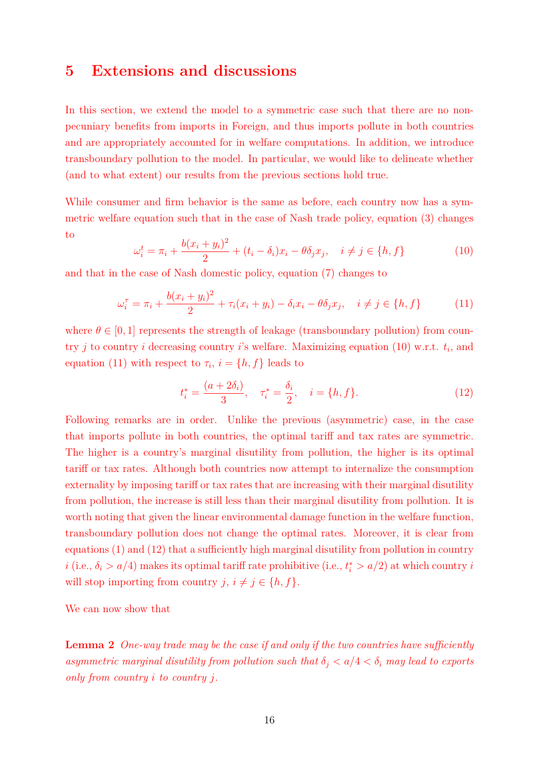## 5 Extensions and discussions

In this section, we extend the model to a symmetric case such that there are no non-pecuniary benefits from imports in Foreign, and thus imports pollute in both countries and are appropriately accounted for in welfare computations. In addition, we introduce transboundary pollution to the model. In particular, we would like to delineate whether (and to what extent) our results from the previous sections hold true.

While consumer and firm behavior is the same as before, each country now has a symmetric welfare equation such that in the case of Nash trade policy, equation (3) changes to

$$\omega_i^t = \pi_i + \frac{b(x_i + y_i)^2}{2} + (t_i - \delta_i)x_i - \theta\delta_j x_j, \quad i \neq j \in \{h, f\} \tag{10}$$

and that in the case of Nash domestic policy, equation (7) changes to

$$\omega_i^\tau = \pi_i + \frac{b(x_i + y_i)^2}{2} + \tau_i(x_i + y_i) - \delta_i x_i - \theta\delta_j x_j, \quad i \neq j \in \{h, f\} \tag{11}$$

where $\theta \in [0, 1]$ represents the strength of leakage (transboundary pollution) from country $j$ to country $i$ decreasing country $i$'s welfare. Maximizing equation (10) w.r.t. $t_i$, and equation (11) with respect to $\tau_i$, $i = \{h, f\}$ leads to

$$t_i^* = \frac{(a + 2\delta_i)}{3}, \quad \tau_i^* = \frac{\delta_i}{2}, \quad i = \{h, f\}. \tag{12}$$

Following remarks are in order. Unlike the previous (asymmetric) case, in the case that imports pollute in both countries, the optimal tariff and tax rates are symmetric. The higher is a country's marginal disutility from pollution, the higher is its optimal tariff or tax rates. Although both countries now attempt to internalize the consumption externality by imposing tariff or tax rates that are increasing with their marginal disutility from pollution, the increase is still less than their marginal disutility from pollution. It is worth noting that given the linear environmental damage function in the welfare function, transboundary pollution does not change the optimal rates. Moreover, it is clear from equations (1) and (12) that a sufficiently high marginal disutility from pollution in country $i$ (i.e., $\delta_i > a/4$) makes its optimal tariff rate prohibitive (i.e., $t_i^* > a/2$) at which country $i$ will stop importing from country $j$, $i \neq j \in \{h, f\}$.

We can now show that

**Lemma 2** *One-way trade may be the case if and only if the two countries have sufficiently asymmetric marginal disutility from pollution such that $\delta_j < a/4 < \delta_i$ may lead to exports only from country $i$ to country $j$.*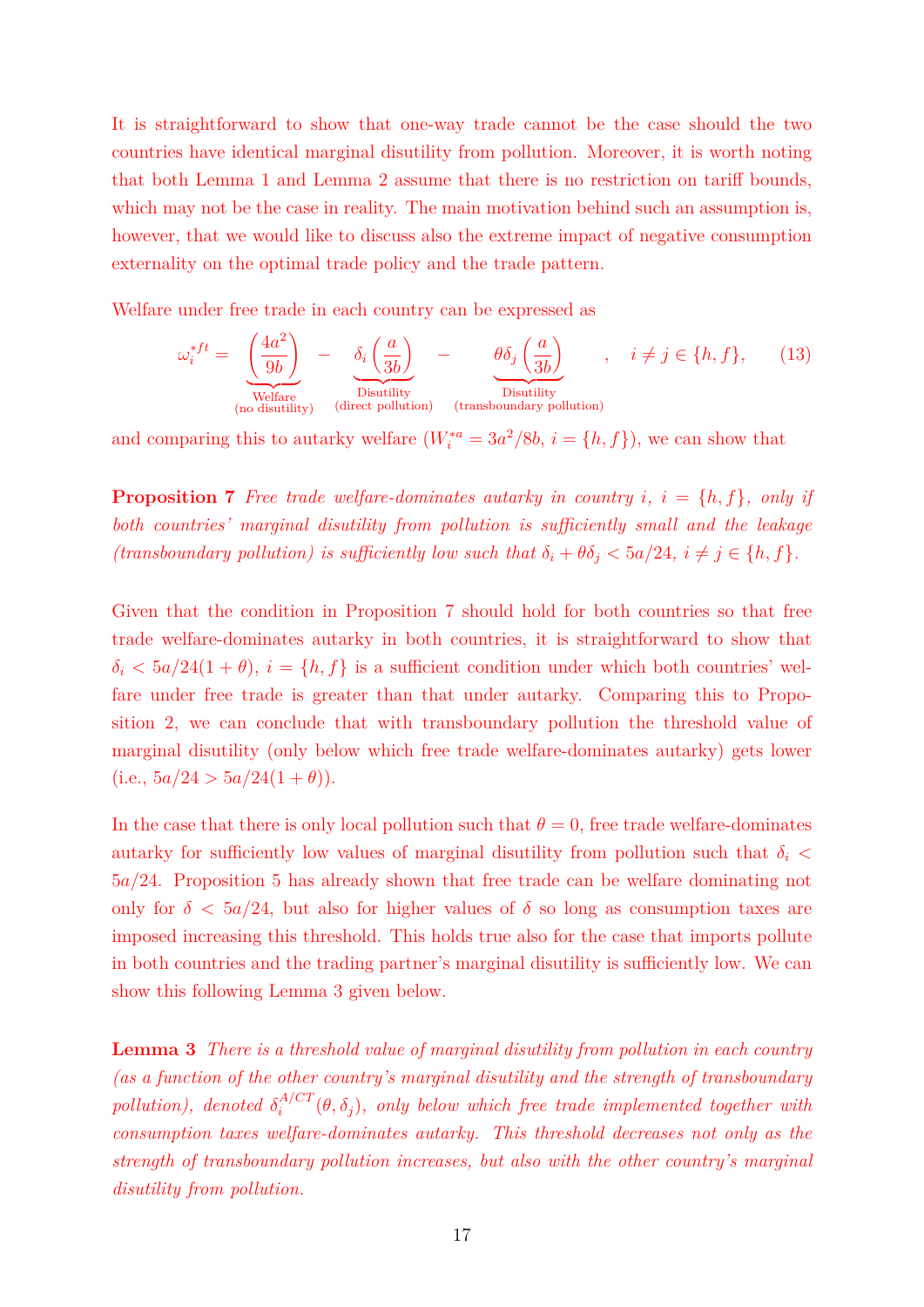It is straightforward to show that one-way trade cannot be the case should the two countries have identical marginal disutility from pollution. Moreover, it is worth noting that both Lemma 1 and Lemma 2 assume that there is no restriction on tariff bounds, which may not be the case in reality. The main motivation behind such an assumption is, however, that we would like to discuss also the extreme impact of negative consumption externality on the optimal trade policy and the trade pattern.

Welfare under free trade in each country can be expressed as

$$\omega_i^{*ft} = \underbrace{\left(\frac{4a^2}{9b}\right)}_{\substack{\text{Welfare} \\ \text{(no disutility)}}} - \underbrace{\delta_i\left(\frac{a}{3b}\right)}_{\substack{\text{Disutility} \\ \text{(direct pollution)}}} - \underbrace{\theta\delta_j\left(\frac{a}{3b}\right)}_{\substack{\text{Disutility} \\ \text{(transboundary pollution)}}} \quad , \quad i \neq j \in \{h, f\}, \tag{13}$$

and comparing this to autarky welfare ($W_i^{*a} = 3a^2/8b$, $i = \{h, f\}$), we can show that

**Proposition 7** *Free trade welfare-dominates autarky in country $i$, $i = \{h, f\}$, only if both countries' marginal disutility from pollution is sufficiently small and the leakage (transboundary pollution) is sufficiently low such that $\delta_i + \theta\delta_j < 5a/24$, $i \neq j \in \{h, f\}$.*

Given that the condition in Proposition 7 should hold for both countries so that free trade welfare-dominates autarky in both countries, it is straightforward to show that $\delta_i < 5a/24(1+\theta)$, $i = \{h, f\}$ is a sufficient condition under which both countries' welfare under free trade is greater than that under autarky. Comparing this to Proposition 2, we can conclude that with transboundary pollution the threshold value of marginal disutility (only below which free trade welfare-dominates autarky) gets lower (i.e., $5a/24 > 5a/24(1+\theta)$).

In the case that there is only local pollution such that $\theta = 0$, free trade welfare-dominates autarky for sufficiently low values of marginal disutility from pollution such that $\delta_i < 5a/24$. Proposition 5 has already shown that free trade can be welfare dominating not only for $\delta < 5a/24$, but also for higher values of $\delta$ so long as consumption taxes are imposed increasing this threshold. This holds true also for the case that imports pollute in both countries and the trading partner's marginal disutility is sufficiently low. We can show this following Lemma 3 given below.

**Lemma 3** *There is a threshold value of marginal disutility from pollution in each country (as a function of the other country's marginal disutility and the strength of transboundary pollution), denoted $\delta_i^{A/CT}(\theta, \delta_j)$, only below which free trade implemented together with consumption taxes welfare-dominates autarky. This threshold decreases not only as the strength of transboundary pollution increases, but also with the other country's marginal disutility from pollution.*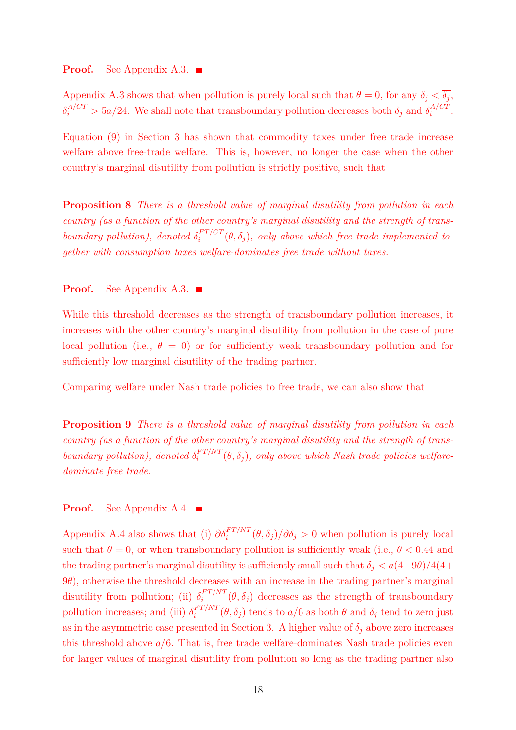**Proof.** See Appendix A.3. ■

Appendix A.3 shows that when pollution is purely local such that $\theta = 0$, for any $\delta_j < \overline{\delta_j}$, $\delta_i^{A/CT} > 5a/24$. We shall note that transboundary pollution decreases both $\overline{\delta_j}$ and $\delta_i^{A/CT}$.

Equation (9) in Section 3 has shown that commodity taxes under free trade increase welfare above free-trade welfare. This is, however, no longer the case when the other country's marginal disutility from pollution is strictly positive, such that

**Proposition 8** *There is a threshold value of marginal disutility from pollution in each country (as a function of the other country's marginal disutility and the strength of transboundary pollution), denoted $\delta_i^{FT/CT}(\theta, \delta_j)$, only above which free trade implemented together with consumption taxes welfare-dominates free trade without taxes.*

**Proof.** See Appendix A.3. ■

While this threshold decreases as the strength of transboundary pollution increases, it increases with the other country's marginal disutility from pollution in the case of pure local pollution (i.e., $\theta = 0$) or for sufficiently weak transboundary pollution and for sufficiently low marginal disutility of the trading partner.

Comparing welfare under Nash trade policies to free trade, we can also show that

**Proposition 9** *There is a threshold value of marginal disutility from pollution in each country (as a function of the other country's marginal disutility and the strength of transboundary pollution), denoted $\delta_i^{FT/NT}(\theta, \delta_j)$, only above which Nash trade policies welfare-dominate free trade.*

**Proof.** See Appendix A.4. ■

Appendix A.4 also shows that (i) $\partial \delta_i^{FT/NT}(\theta, \delta_j)/\partial \delta_j > 0$ when pollution is purely local such that $\theta = 0$, or when transboundary pollution is sufficiently weak (i.e., $\theta < 0.44$ and the trading partner's marginal disutility is sufficiently small such that $\delta_j < a(4-9\theta)/4(4+9\theta)$), otherwise the threshold decreases with an increase in the trading partner's marginal disutility from pollution; (ii) $\delta_i^{FT/NT}(\theta, \delta_j)$ decreases as the strength of transboundary pollution increases; and (iii) $\delta_i^{FT/NT}(\theta, \delta_j)$ tends to $a/6$ as both $\theta$ and $\delta_j$ tend to zero just as in the asymmetric case presented in Section 3. A higher value of $\delta_j$ above zero increases this threshold above $a/6$. That is, free trade welfare-dominates Nash trade policies even for larger values of marginal disutility from pollution so long as the trading partner also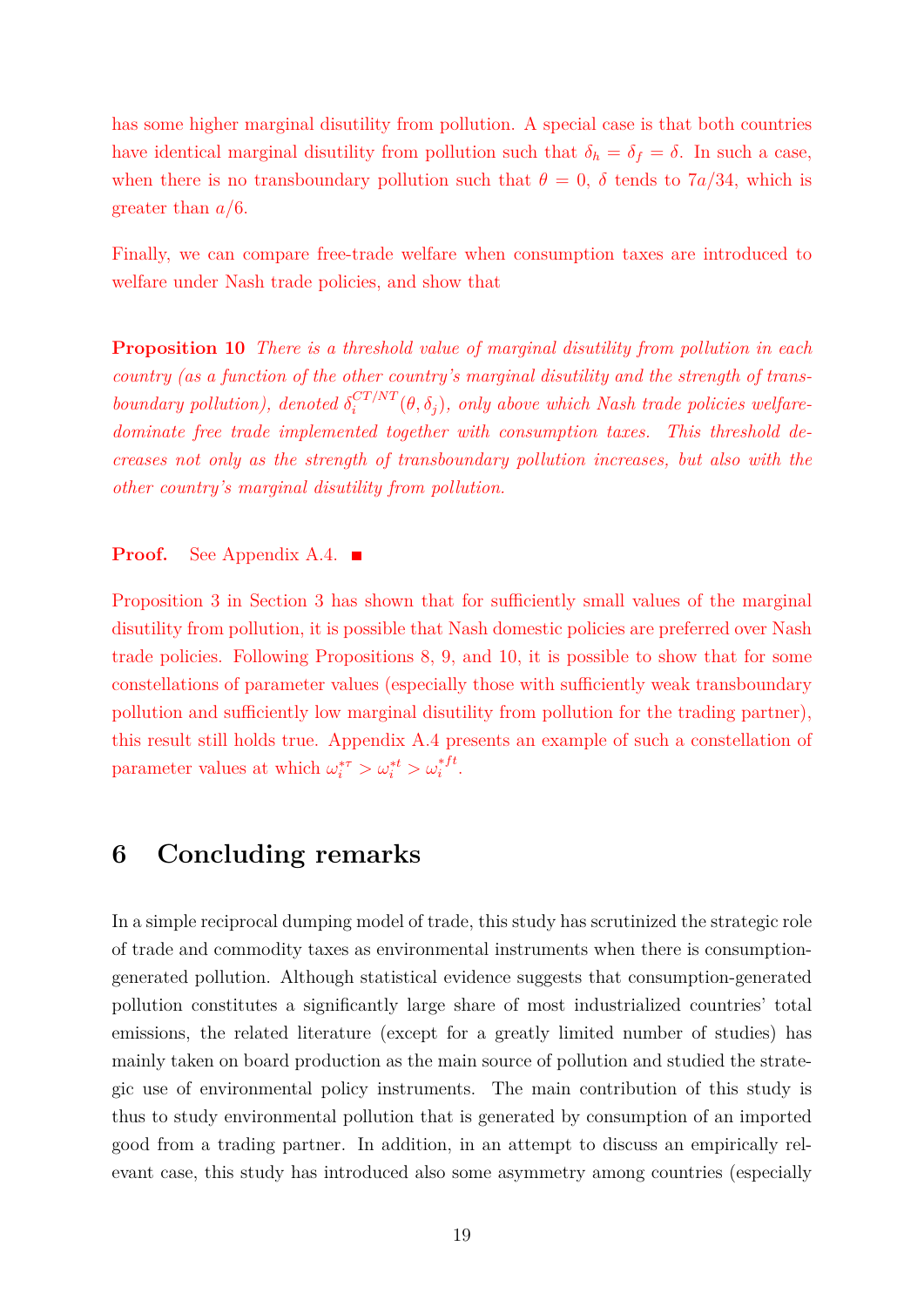has some higher marginal disutility from pollution. A special case is that both countries have identical marginal disutility from pollution such that $\delta_h = \delta_f = \delta$. In such a case, when there is no transboundary pollution such that $\theta = 0$, $\delta$ tends to $7a/34$, which is greater than $a/6$.

Finally, we can compare free-trade welfare when consumption taxes are introduced to welfare under Nash trade policies, and show that

**Proposition 10** *There is a threshold value of marginal disutility from pollution in each country (as a function of the other country's marginal disutility and the strength of transboundary pollution), denoted $\delta_i^{CT/NT}(\theta, \delta_j)$, only above which Nash trade policies welfare-dominate free trade implemented together with consumption taxes. This threshold decreases not only as the strength of transboundary pollution increases, but also with the other country's marginal disutility from pollution.*

**Proof.** See Appendix A.4. ∎

Proposition 3 in Section 3 has shown that for sufficiently small values of the marginal disutility from pollution, it is possible that Nash domestic policies are preferred over Nash trade policies. Following Propositions 8, 9, and 10, it is possible to show that for some constellations of parameter values (especially those with sufficiently weak transboundary pollution and sufficiently low marginal disutility from pollution for the trading partner), this result still holds true. Appendix A.4 presents an example of such a constellation of parameter values at which $\omega_i^{*\tau} > \omega_i^{*t} > \omega_i^{*ft}$.

# 6 Concluding remarks

In a simple reciprocal dumping model of trade, this study has scrutinized the strategic role of trade and commodity taxes as environmental instruments when there is consumption-generated pollution. Although statistical evidence suggests that consumption-generated pollution constitutes a significantly large share of most industrialized countries' total emissions, the related literature (except for a greatly limited number of studies) has mainly taken on board production as the main source of pollution and studied the strategic use of environmental policy instruments. The main contribution of this study is thus to study environmental pollution that is generated by consumption of an imported good from a trading partner. In addition, in an attempt to discuss an empirically relevant case, this study has introduced also some asymmetry among countries (especially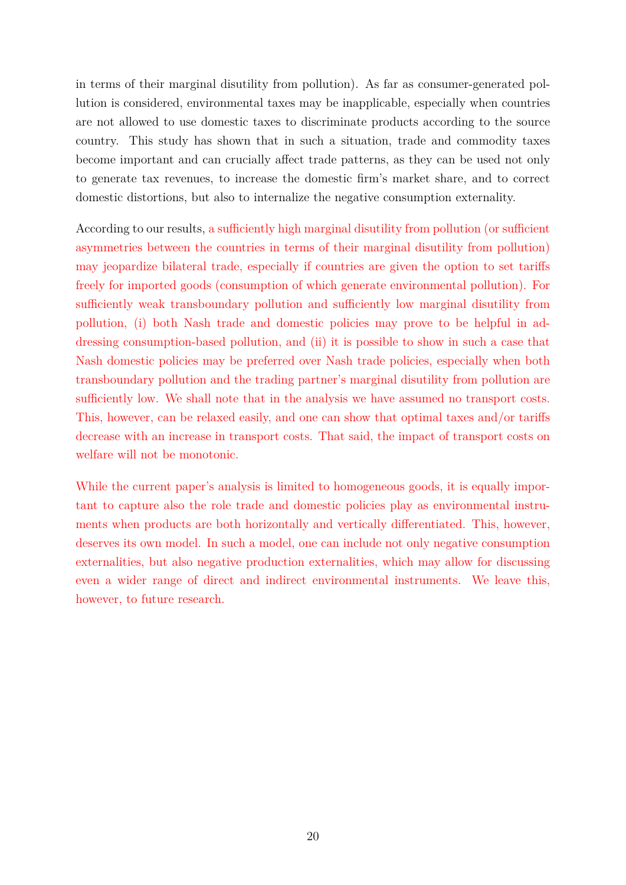in terms of their marginal disutility from pollution). As far as consumer-generated pollution is considered, environmental taxes may be inapplicable, especially when countries are not allowed to use domestic taxes to discriminate products according to the source country. This study has shown that in such a situation, trade and commodity taxes become important and can crucially affect trade patterns, as they can be used not only to generate tax revenues, to increase the domestic firm's market share, and to correct domestic distortions, but also to internalize the negative consumption externality.

According to our results, a sufficiently high marginal disutility from pollution (or sufficient asymmetries between the countries in terms of their marginal disutility from pollution) may jeopardize bilateral trade, especially if countries are given the option to set tariffs freely for imported goods (consumption of which generate environmental pollution). For sufficiently weak transboundary pollution and sufficiently low marginal disutility from pollution, (i) both Nash trade and domestic policies may prove to be helpful in addressing consumption-based pollution, and (ii) it is possible to show in such a case that Nash domestic policies may be preferred over Nash trade policies, especially when both transboundary pollution and the trading partner's marginal disutility from pollution are sufficiently low. We shall note that in the analysis we have assumed no transport costs. This, however, can be relaxed easily, and one can show that optimal taxes and/or tariffs decrease with an increase in transport costs. That said, the impact of transport costs on welfare will not be monotonic.

While the current paper's analysis is limited to homogeneous goods, it is equally important to capture also the role trade and domestic policies play as environmental instruments when products are both horizontally and vertically differentiated. This, however, deserves its own model. In such a model, one can include not only negative consumption externalities, but also negative production externalities, which may allow for discussing even a wider range of direct and indirect environmental instruments. We leave this, however, to future research.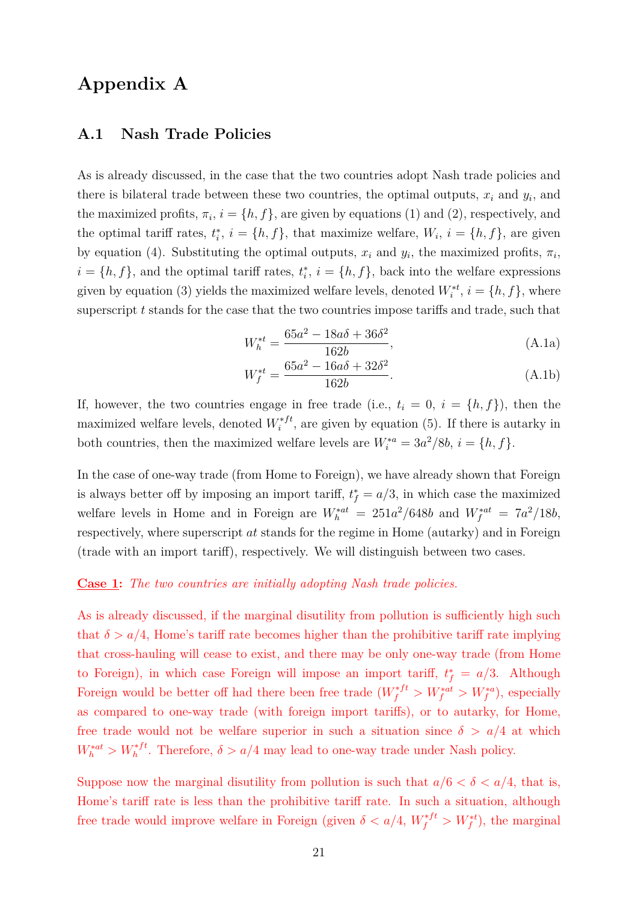# Appendix A

## A.1 Nash Trade Policies

As is already discussed, in the case that the two countries adopt Nash trade policies and there is bilateral trade between these two countries, the optimal outputs, $x_i$ and $y_i$, and the maximized profits, $\pi_i$, $i = \{h, f\}$, are given by equations (1) and (2), respectively, and the optimal tariff rates, $t_i^*$, $i = \{h, f\}$, that maximize welfare, $W_i$, $i = \{h, f\}$, are given by equation (4). Substituting the optimal outputs, $x_i$ and $y_i$, the maximized profits, $\pi_i$, $i = \{h, f\}$, and the optimal tariff rates, $t_i^*$, $i = \{h, f\}$, back into the welfare expressions given by equation (3) yields the maximized welfare levels, denoted $W_i^{*t}$, $i = \{h, f\}$, where superscript $t$ stands for the case that the two countries impose tariffs and trade, such that

$$W_h^{*t} = \frac{65a^2 - 18a\delta + 36\delta^2}{162b}, \tag{A.1a}$$

$$W_f^{*t} = \frac{65a^2 - 16a\delta + 32\delta^2}{162b}. \tag{A.1b}$$

If, however, the two countries engage in free trade (i.e., $t_i = 0$, $i = \{h, f\}$), then the maximized welfare levels, denoted $W_i^{*ft}$, are given by equation (5). If there is autarky in both countries, then the maximized welfare levels are $W_i^{*a} = 3a^2/8b$, $i = \{h, f\}$.

In the case of one-way trade (from Home to Foreign), we have already shown that Foreign is always better off by imposing an import tariff, $t_f^* = a/3$, in which case the maximized welfare levels in Home and in Foreign are $W_h^{*at} = 251a^2/648b$ and $W_f^{*at} = 7a^2/18b$, respectively, where superscript $at$ stands for the regime in Home (autarky) and in Foreign (trade with an import tariff), respectively. We will distinguish between two cases.

**Case 1:** *The two countries are initially adopting Nash trade policies.*

As is already discussed, if the marginal disutility from pollution is sufficiently high such that $\delta > a/4$, Home's tariff rate becomes higher than the prohibitive tariff rate implying that cross-hauling will cease to exist, and there may be only one-way trade (from Home to Foreign), in which case Foreign will impose an import tariff, $t_f^* = a/3$. Although Foreign would be better off had there been free trade ($W_f^{*ft} > W_f^{*at} > W_f^{*a}$), especially as compared to one-way trade (with foreign import tariffs), or to autarky, for Home, free trade would not be welfare superior in such a situation since $\delta > a/4$ at which $W_h^{*at} > W_h^{*ft}$. Therefore, $\delta > a/4$ may lead to one-way trade under Nash policy.

Suppose now the marginal disutility from pollution is such that $a/6 < \delta < a/4$, that is, Home's tariff rate is less than the prohibitive tariff rate. In such a situation, although free trade would improve welfare in Foreign (given $\delta < a/4$, $W_f^{*ft} > W_f^{*t}$), the marginal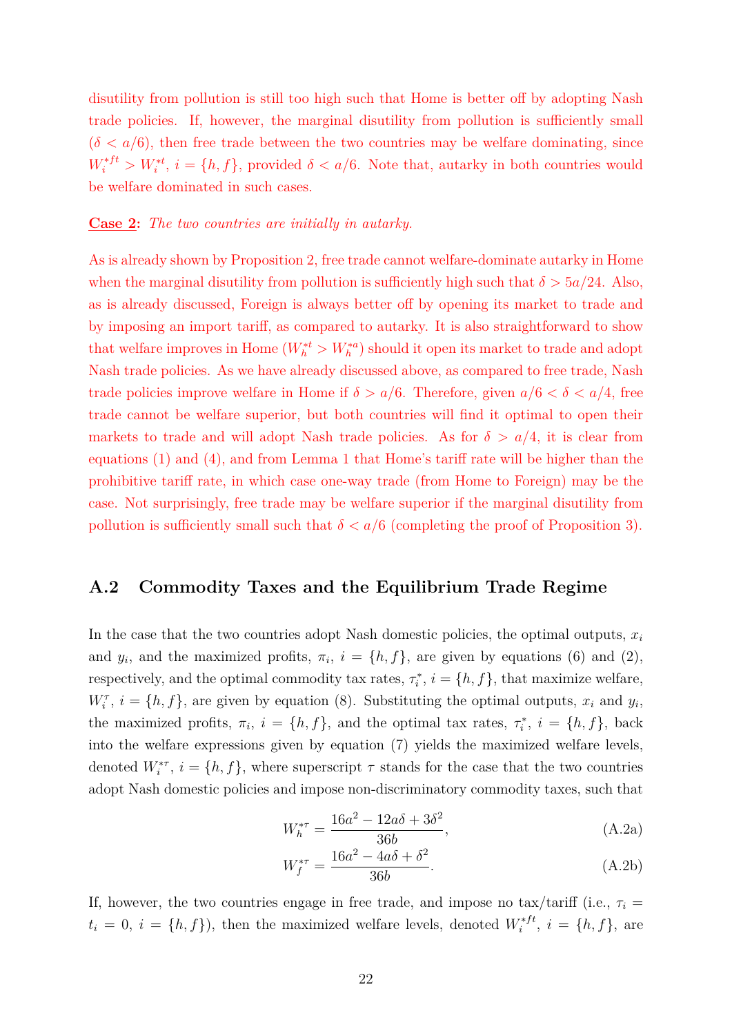disutility from pollution is still too high such that Home is better off by adopting Nash trade policies. If, however, the marginal disutility from pollution is sufficiently small ($\delta < a/6$), then free trade between the two countries may be welfare dominating, since $W_i^{*ft} > W_i^{*t}$, $i = \{h, f\}$, provided $\delta < a/6$. Note that, autarky in both countries would be welfare dominated in such cases.

**Case 2:** *The two countries are initially in autarky.*

As is already shown by Proposition 2, free trade cannot welfare-dominate autarky in Home when the marginal disutility from pollution is sufficiently high such that $\delta > 5a/24$. Also, as is already discussed, Foreign is always better off by opening its market to trade and by imposing an import tariff, as compared to autarky. It is also straightforward to show that welfare improves in Home ($W_h^{*t} > W_h^{*a}$) should it open its market to trade and adopt Nash trade policies. As we have already discussed above, as compared to free trade, Nash trade policies improve welfare in Home if $\delta > a/6$. Therefore, given $a/6 < \delta < a/4$, free trade cannot be welfare superior, but both countries will find it optimal to open their markets to trade and will adopt Nash trade policies. As for $\delta > a/4$, it is clear from equations (1) and (4), and from Lemma 1 that Home's tariff rate will be higher than the prohibitive tariff rate, in which case one-way trade (from Home to Foreign) may be the case. Not surprisingly, free trade may be welfare superior if the marginal disutility from pollution is sufficiently small such that $\delta < a/6$ (completing the proof of Proposition 3).

## A.2 Commodity Taxes and the Equilibrium Trade Regime

In the case that the two countries adopt Nash domestic policies, the optimal outputs, $x_i$ and $y_i$, and the maximized profits, $\pi_i$, $i = \{h, f\}$, are given by equations (6) and (2), respectively, and the optimal commodity tax rates, $\tau_i^*$, $i = \{h, f\}$, that maximize welfare, $W_i^\tau$, $i = \{h, f\}$, are given by equation (8). Substituting the optimal outputs, $x_i$ and $y_i$, the maximized profits, $\pi_i$, $i = \{h, f\}$, and the optimal tax rates, $\tau_i^*$, $i = \{h, f\}$, back into the welfare expressions given by equation (7) yields the maximized welfare levels, denoted $W_i^{*\tau}$, $i = \{h, f\}$, where superscript $\tau$ stands for the case that the two countries adopt Nash domestic policies and impose non-discriminatory commodity taxes, such that

$$W_h^{*\tau} = \frac{16a^2 - 12a\delta + 3\delta^2}{36b}, \tag{A.2a}$$

$$W_f^{*\tau} = \frac{16a^2 - 4a\delta + \delta^2}{36b}. \tag{A.2b}$$

If, however, the two countries engage in free trade, and impose no tax/tariff (i.e., $\tau_i = t_i = 0$, $i = \{h, f\}$), then the maximized welfare levels, denoted $W_i^{*ft}$, $i = \{h, f\}$, are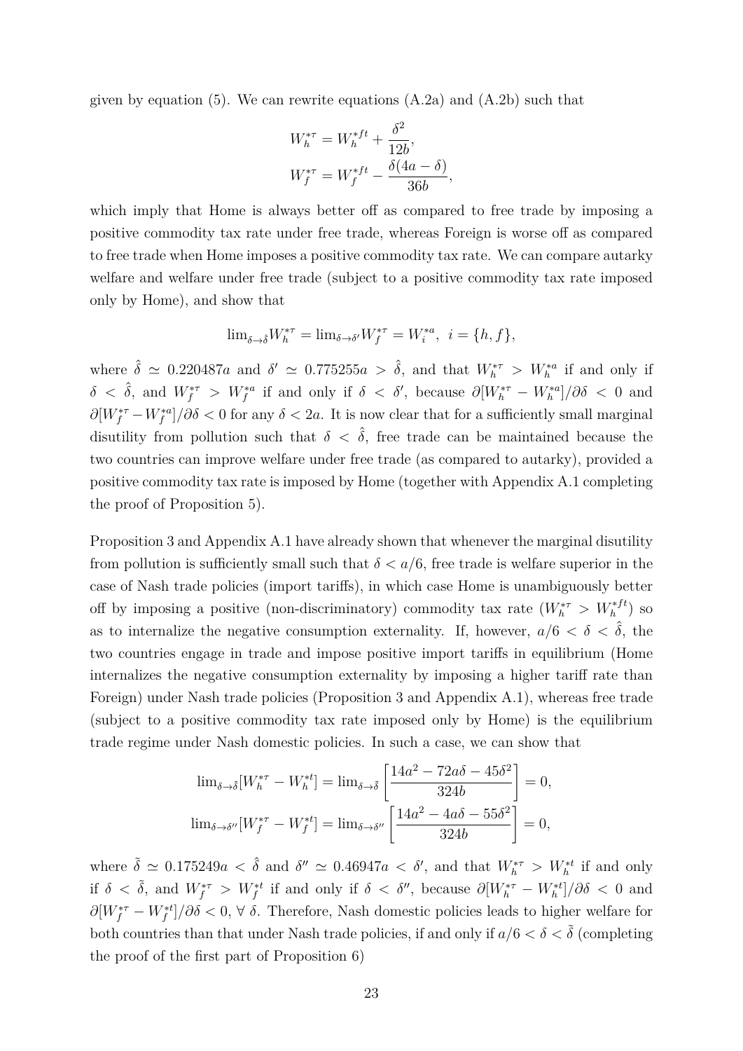given by equation (5). We can rewrite equations (A.2a) and (A.2b) such that

$$W_h^{*\tau} = W_h^{*ft} + \frac{\delta^2}{12b},$$
$$W_f^{*\tau} = W_f^{*ft} - \frac{\delta(4a-\delta)}{36b},$$

which imply that Home is always better off as compared to free trade by imposing a positive commodity tax rate under free trade, whereas Foreign is worse off as compared to free trade when Home imposes a positive commodity tax rate. We can compare autarky welfare and welfare under free trade (subject to a positive commodity tax rate imposed only by Home), and show that

$$\lim_{\delta \to \hat{\delta}} W_h^{*\tau} = \lim_{\delta \to \delta'} W_f^{*\tau} = W_i^{*a}, \ \ i = \{h, f\},$$

where $\hat{\delta} \simeq 0.220487a$ and $\delta' \simeq 0.775255a > \hat{\delta}$, and that $W_h^{*\tau} > W_h^{*a}$ if and only if $\delta < \hat{\delta}$, and $W_f^{*\tau} > W_f^{*a}$ if and only if $\delta < \delta'$, because $\partial[W_h^{*\tau} - W_h^{*a}]/\partial\delta < 0$ and $\partial[W_f^{*\tau} - W_f^{*a}]/\partial\delta < 0$ for any $\delta < 2a$. It is now clear that for a sufficiently small marginal disutility from pollution such that $\delta < \hat{\delta}$, free trade can be maintained because the two countries can improve welfare under free trade (as compared to autarky), provided a positive commodity tax rate is imposed by Home (together with Appendix A.1 completing the proof of Proposition 5).

Proposition 3 and Appendix A.1 have already shown that whenever the marginal disutility from pollution is sufficiently small such that $\delta < a/6$, free trade is welfare superior in the case of Nash trade policies (import tariffs), in which case Home is unambiguously better off by imposing a positive (non-discriminatory) commodity tax rate ($W_h^{*\tau} > W_h^{*ft}$) so as to internalize the negative consumption externality. If, however, $a/6 < \delta < \hat{\delta}$, the two countries engage in trade and impose positive import tariffs in equilibrium (Home internalizes the negative consumption externality by imposing a higher tariff rate than Foreign) under Nash trade policies (Proposition 3 and Appendix A.1), whereas free trade (subject to a positive commodity tax rate imposed only by Home) is the equilibrium trade regime under Nash domestic policies. In such a case, we can show that

$$\lim_{\delta \to \tilde{\delta}} [W_h^{*\tau} - W_h^{*t}] = \lim_{\delta \to \tilde{\delta}} \left[ \frac{14a^2 - 72a\delta - 45\delta^2}{324b} \right] = 0,$$
$$\lim_{\delta \to \delta''} [W_f^{*\tau} - W_f^{*t}] = \lim_{\delta \to \delta''} \left[ \frac{14a^2 - 4a\delta - 55\delta^2}{324b} \right] = 0,$$

where $\tilde{\delta} \simeq 0.175249a < \hat{\delta}$ and $\delta'' \simeq 0.46947a < \delta'$, and that $W_h^{*\tau} > W_h^{*t}$ if and only if $\delta < \tilde{\delta}$, and $W_f^{*\tau} > W_f^{*t}$ if and only if $\delta < \delta''$, because $\partial[W_h^{*\tau} - W_h^{*t}]/\partial\delta < 0$ and $\partial[W_f^{*\tau} - W_f^{*t}]/\partial\delta < 0$, $\forall\ \delta$. Therefore, Nash domestic policies leads to higher welfare for both countries than that under Nash trade policies, if and only if $a/6 < \delta < \tilde{\delta}$ (completing the proof of the first part of Proposition 6)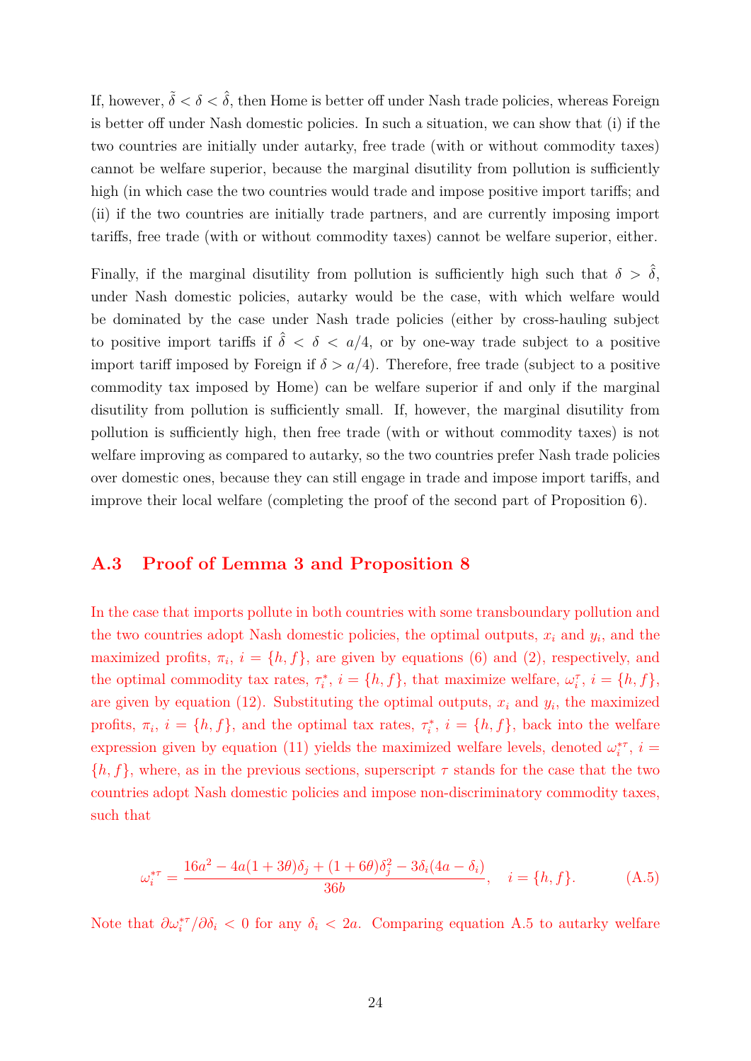If, however, $\tilde{\delta} < \delta < \hat{\delta}$, then Home is better off under Nash trade policies, whereas Foreign is better off under Nash domestic policies. In such a situation, we can show that (i) if the two countries are initially under autarky, free trade (with or without commodity taxes) cannot be welfare superior, because the marginal disutility from pollution is sufficiently high (in which case the two countries would trade and impose positive import tariffs; and (ii) if the two countries are initially trade partners, and are currently imposing import tariffs, free trade (with or without commodity taxes) cannot be welfare superior, either.

Finally, if the marginal disutility from pollution is sufficiently high such that $\delta > \hat{\delta}$, under Nash domestic policies, autarky would be the case, with which welfare would be dominated by the case under Nash trade policies (either by cross-hauling subject to positive import tariffs if $\hat{\delta} < \delta < a/4$, or by one-way trade subject to a positive import tariff imposed by Foreign if $\delta > a/4$). Therefore, free trade (subject to a positive commodity tax imposed by Home) can be welfare superior if and only if the marginal disutility from pollution is sufficiently small. If, however, the marginal disutility from pollution is sufficiently high, then free trade (with or without commodity taxes) is not welfare improving as compared to autarky, so the two countries prefer Nash trade policies over domestic ones, because they can still engage in trade and impose import tariffs, and improve their local welfare (completing the proof of the second part of Proposition 6).

## A.3 Proof of Lemma 3 and Proposition 8

In the case that imports pollute in both countries with some transboundary pollution and the two countries adopt Nash domestic policies, the optimal outputs, $x_i$ and $y_i$, and the maximized profits, $\pi_i$, $i = \{h, f\}$, are given by equations (6) and (2), respectively, and the optimal commodity tax rates, $\tau_i^*$, $i = \{h, f\}$, that maximize welfare, $\omega_i^\tau$, $i = \{h, f\}$, are given by equation (12). Substituting the optimal outputs, $x_i$ and $y_i$, the maximized profits, $\pi_i$, $i = \{h, f\}$, and the optimal tax rates, $\tau_i^*$, $i = \{h, f\}$, back into the welfare expression given by equation (11) yields the maximized welfare levels, denoted $\omega_i^{*\tau}$, $i = \{h, f\}$, where, as in the previous sections, superscript $\tau$ stands for the case that the two countries adopt Nash domestic policies and impose non-discriminatory commodity taxes, such that

$$\omega_i^{*\tau} = \frac{16a^2 - 4a(1+3\theta)\delta_j + (1+6\theta)\delta_j^2 - 3\delta_i(4a - \delta_i)}{36b}, \quad i = \{h, f\}. \tag{A.5}$$

Note that $\partial \omega_i^{*\tau} / \partial \delta_i < 0$ for any $\delta_i < 2a$. Comparing equation A.5 to autarky welfare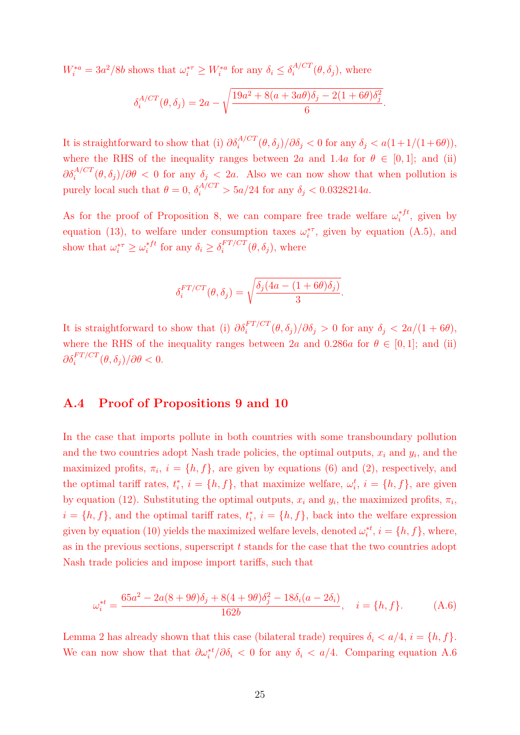$W_i^{*a} = 3a^2/8b$ shows that $\omega_i^{*\tau} \geq W_i^{*a}$ for any $\delta_i \leq \delta_i^{A/CT}(\theta, \delta_j)$, where

$$\delta_i^{A/CT}(\theta, \delta_j) = 2a - \sqrt{\frac{19a^2 + 8(a + 3a\theta)\delta_j - 2(1 + 6\theta)\delta_j^2}{6}}.$$

It is straightforward to show that (i) $\partial \delta_i^{A/CT}(\theta, \delta_j)/\partial \delta_j < 0$ for any $\delta_j < a(1 + 1/(1+6\theta))$, where the RHS of the inequality ranges between $2a$ and $1.4a$ for $\theta \in [0, 1]$; and (ii) $\partial \delta_i^{A/CT}(\theta, \delta_j)/\partial \theta < 0$ for any $\delta_j < 2a$. Also we can now show that when pollution is purely local such that $\theta = 0$, $\delta_i^{A/CT} > 5a/24$ for any $\delta_j < 0.0328214a$.

As for the proof of Proposition 8, we can compare free trade welfare $\omega_i^{*ft}$, given by equation (13), to welfare under consumption taxes $\omega_i^{*\tau}$, given by equation (A.5), and show that $\omega_i^{*\tau} \geq \omega_i^{*ft}$ for any $\delta_i \geq \delta_i^{FT/CT}(\theta, \delta_j)$, where

$$\delta_i^{FT/CT}(\theta, \delta_j) = \sqrt{\frac{\delta_j(4a - (1 + 6\theta)\delta_j)}{3}}.$$

It is straightforward to show that (i) $\partial \delta_i^{FT/CT}(\theta, \delta_j)/\partial \delta_j > 0$ for any $\delta_j < 2a/(1 + 6\theta)$, where the RHS of the inequality ranges between $2a$ and $0.286a$ for $\theta \in [0, 1]$; and (ii) $\partial \delta_i^{FT/CT}(\theta, \delta_j)/\partial \theta < 0$.

## A.4 Proof of Propositions 9 and 10

In the case that imports pollute in both countries with some transboundary pollution and the two countries adopt Nash trade policies, the optimal outputs, $x_i$ and $y_i$, and the maximized profits, $\pi_i$, $i = \{h, f\}$, are given by equations (6) and (2), respectively, and the optimal tariff rates, $t_i^*$, $i = \{h, f\}$, that maximize welfare, $\omega_i^t$, $i = \{h, f\}$, are given by equation (12). Substituting the optimal outputs, $x_i$ and $y_i$, the maximized profits, $\pi_i$, $i = \{h, f\}$, and the optimal tariff rates, $t_i^*$, $i = \{h, f\}$, back into the welfare expression given by equation (10) yields the maximized welfare levels, denoted $\omega_i^{*t}$, $i = \{h, f\}$, where, as in the previous sections, superscript $t$ stands for the case that the two countries adopt Nash trade policies and impose import tariffs, such that

$$\omega_i^{*t} = \frac{65a^2 - 2a(8 + 9\theta)\delta_j + 8(4 + 9\theta)\delta_j^2 - 18\delta_i(a - 2\delta_i)}{162b}, \quad i = \{h, f\}. \tag{A.6}$$

Lemma 2 has already shown that this case (bilateral trade) requires $\delta_i < a/4$, $i = \{h, f\}$. We can now show that that $\partial \omega_i^{*t}/\partial \delta_i < 0$ for any $\delta_i < a/4$. Comparing equation A.6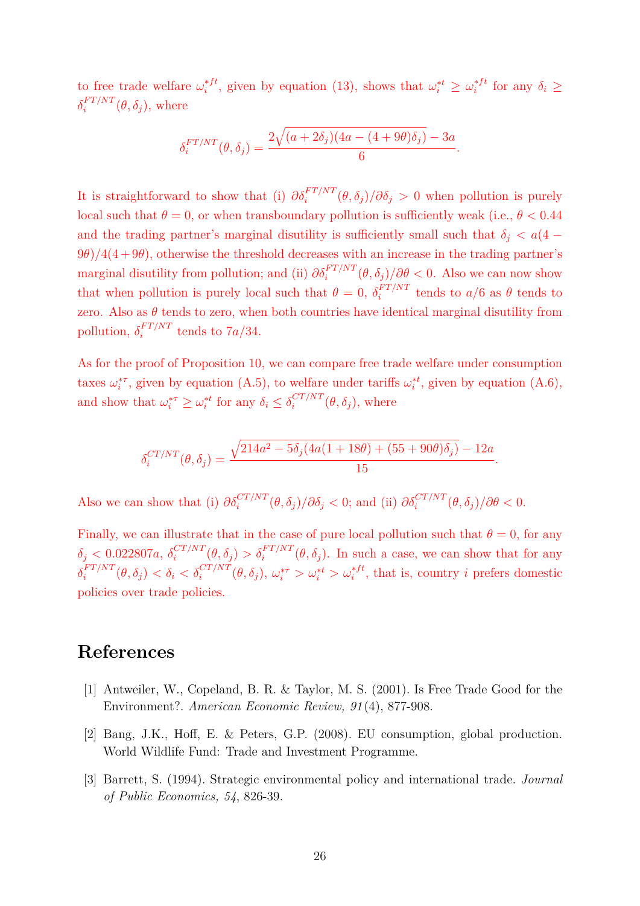to free trade welfare $\omega_i^{*ft}$, given by equation (13), shows that $\omega_i^{*t} \geq \omega_i^{*ft}$ for any $\delta_i \geq \delta_i^{FT/NT}(\theta, \delta_j)$, where

$$\delta_i^{FT/NT}(\theta, \delta_j) = \frac{2\sqrt{(a + 2\delta_j)(4a - (4 + 9\theta)\delta_j)} - 3a}{6}.$$

It is straightforward to show that (i) $\partial\delta_i^{FT/NT}(\theta, \delta_j)/\partial\delta_j > 0$ when pollution is purely local such that $\theta = 0$, or when transboundary pollution is sufficiently weak (i.e., $\theta < 0.44$ and the trading partner's marginal disutility is sufficiently small such that $\delta_j < a(4 - 9\theta)/4(4 + 9\theta)$, otherwise the threshold decreases with an increase in the trading partner's marginal disutility from pollution; and (ii) $\partial\delta_i^{FT/NT}(\theta, \delta_j)/\partial\theta < 0$. Also we can now show that when pollution is purely local such that $\theta = 0$, $\delta_i^{FT/NT}$ tends to $a/6$ as $\theta$ tends to zero. Also as $\theta$ tends to zero, when both countries have identical marginal disutility from pollution, $\delta_i^{FT/NT}$ tends to $7a/34$.

As for the proof of Proposition 10, we can compare free trade welfare under consumption taxes $\omega_i^{*\tau}$, given by equation (A.5), to welfare under tariffs $\omega_i^{*t}$, given by equation (A.6), and show that $\omega_i^{*\tau} \geq \omega_i^{*t}$ for any $\delta_i \leq \delta_i^{CT/NT}(\theta, \delta_j)$, where

$$\delta_i^{CT/NT}(\theta, \delta_j) = \frac{\sqrt{214a^2 - 5\delta_j(4a(1 + 18\theta) + (55 + 90\theta)\delta_j)} - 12a}{15}.$$

Also we can show that (i) $\partial\delta_i^{CT/NT}(\theta, \delta_j)/\partial\delta_j < 0$; and (ii) $\partial\delta_i^{CT/NT}(\theta, \delta_j)/\partial\theta < 0$.

Finally, we can illustrate that in the case of pure local pollution such that $\theta = 0$, for any $\delta_j < 0.022807a$, $\delta_i^{CT/NT}(\theta, \delta_j) > \delta_i^{FT/NT}(\theta, \delta_j)$. In such a case, we can show that for any $\delta_i^{FT/NT}(\theta, \delta_j) < \delta_i < \delta_i^{CT/NT}(\theta, \delta_j)$, $\omega_i^{*\tau} > \omega_i^{*t} > \omega_i^{*ft}$, that is, country $i$ prefers domestic policies over trade policies.

# References

[1] Antweiler, W., Copeland, B. R. & Taylor, M. S. (2001). Is Free Trade Good for the Environment?. *American Economic Review, 91*(4), 877-908.

[2] Bang, J.K., Hoff, E. & Peters, G.P. (2008). EU consumption, global production. World Wildlife Fund: Trade and Investment Programme.

[3] Barrett, S. (1994). Strategic environmental policy and international trade. *Journal of Public Economics, 54*, 826-39.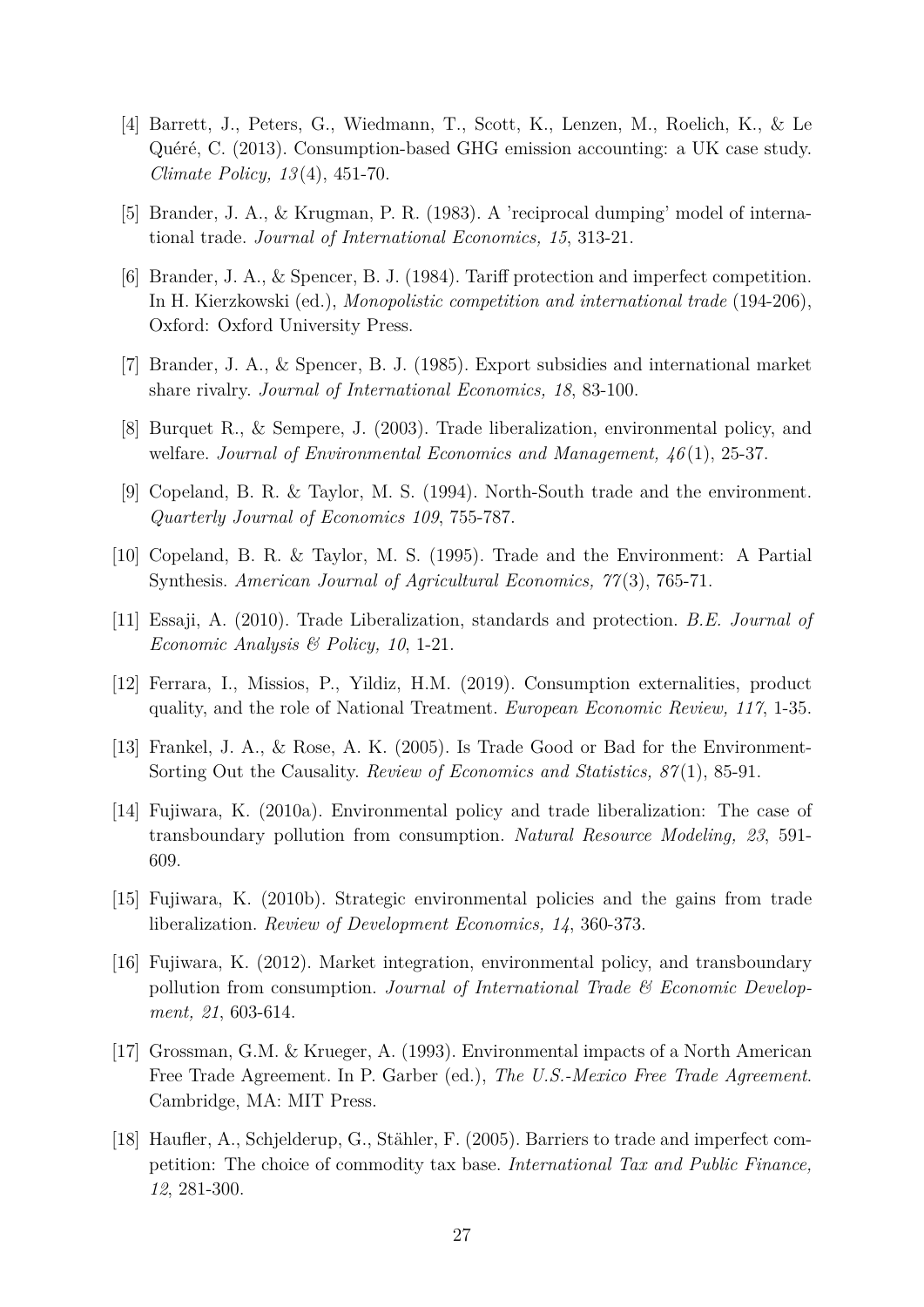[4] Barrett, J., Peters, G., Wiedmann, T., Scott, K., Lenzen, M., Roelich, K., & Le Quéré, C. (2013). Consumption-based GHG emission accounting: a UK case study. *Climate Policy, 13*(4), 451-70.

[5] Brander, J. A., & Krugman, P. R. (1983). A 'reciprocal dumping' model of international trade. *Journal of International Economics, 15*, 313-21.

[6] Brander, J. A., & Spencer, B. J. (1984). Tariff protection and imperfect competition. In H. Kierzkowski (ed.), *Monopolistic competition and international trade* (194-206), Oxford: Oxford University Press.

[7] Brander, J. A., & Spencer, B. J. (1985). Export subsidies and international market share rivalry. *Journal of International Economics, 18*, 83-100.

[8] Burquet R., & Sempere, J. (2003). Trade liberalization, environmental policy, and welfare. *Journal of Environmental Economics and Management, 46*(1), 25-37.

[9] Copeland, B. R. & Taylor, M. S. (1994). North-South trade and the environment. *Quarterly Journal of Economics 109*, 755-787.

[10] Copeland, B. R. & Taylor, M. S. (1995). Trade and the Environment: A Partial Synthesis. *American Journal of Agricultural Economics, 77*(3), 765-71.

[11] Essaji, A. (2010). Trade Liberalization, standards and protection. *B.E. Journal of Economic Analysis & Policy, 10*, 1-21.

[12] Ferrara, I., Missios, P., Yildiz, H.M. (2019). Consumption externalities, product quality, and the role of National Treatment. *European Economic Review, 117*, 1-35.

[13] Frankel, J. A., & Rose, A. K. (2005). Is Trade Good or Bad for the Environment-Sorting Out the Causality. *Review of Economics and Statistics, 87*(1), 85-91.

[14] Fujiwara, K. (2010a). Environmental policy and trade liberalization: The case of transboundary pollution from consumption. *Natural Resource Modeling, 23*, 591-609.

[15] Fujiwara, K. (2010b). Strategic environmental policies and the gains from trade liberalization. *Review of Development Economics, 14*, 360-373.

[16] Fujiwara, K. (2012). Market integration, environmental policy, and transboundary pollution from consumption. *Journal of International Trade & Economic Development, 21*, 603-614.

[17] Grossman, G.M. & Krueger, A. (1993). Environmental impacts of a North American Free Trade Agreement. In P. Garber (ed.), *The U.S.-Mexico Free Trade Agreement*. Cambridge, MA: MIT Press.

[18] Haufler, A., Schjelderup, G., Stähler, F. (2005). Barriers to trade and imperfect competition: The choice of commodity tax base. *International Tax and Public Finance, 12*, 281-300.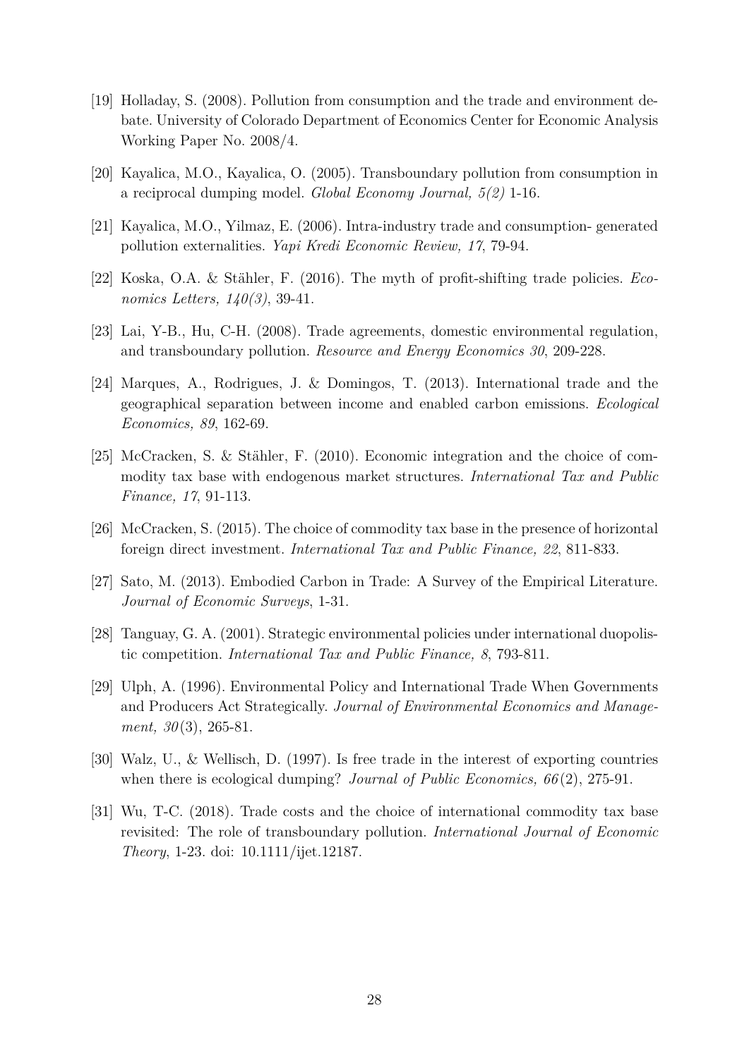[19] Holladay, S. (2008). Pollution from consumption and the trade and environment debate. University of Colorado Department of Economics Center for Economic Analysis Working Paper No. 2008/4.

[20] Kayalica, M.O., Kayalica, O. (2005). Transboundary pollution from consumption in a reciprocal dumping model. *Global Economy Journal, 5(2)* 1-16.

[21] Kayalica, M.O., Yilmaz, E. (2006). Intra-industry trade and consumption- generated pollution externalities. *Yapi Kredi Economic Review, 17*, 79-94.

[22] Koska, O.A. & Stähler, F. (2016). The myth of profit-shifting trade policies. *Economics Letters, 140(3)*, 39-41.

[23] Lai, Y-B., Hu, C-H. (2008). Trade agreements, domestic environmental regulation, and transboundary pollution. *Resource and Energy Economics 30*, 209-228.

[24] Marques, A., Rodrigues, J. & Domingos, T. (2013). International trade and the geographical separation between income and enabled carbon emissions. *Ecological Economics, 89*, 162-69.

[25] McCracken, S. & Stähler, F. (2010). Economic integration and the choice of commodity tax base with endogenous market structures. *International Tax and Public Finance, 17*, 91-113.

[26] McCracken, S. (2015). The choice of commodity tax base in the presence of horizontal foreign direct investment. *International Tax and Public Finance, 22*, 811-833.

[27] Sato, M. (2013). Embodied Carbon in Trade: A Survey of the Empirical Literature. *Journal of Economic Surveys*, 1-31.

[28] Tanguay, G. A. (2001). Strategic environmental policies under international duopolistic competition. *International Tax and Public Finance, 8*, 793-811.

[29] Ulph, A. (1996). Environmental Policy and International Trade When Governments and Producers Act Strategically. *Journal of Environmental Economics and Management, 30*(3), 265-81.

[30] Walz, U., & Wellisch, D. (1997). Is free trade in the interest of exporting countries when there is ecological dumping? *Journal of Public Economics, 66*(2), 275-91.

[31] Wu, T-C. (2018). Trade costs and the choice of international commodity tax base revisited: The role of transboundary pollution. *International Journal of Economic Theory*, 1-23. doi: 10.1111/ijet.12187.